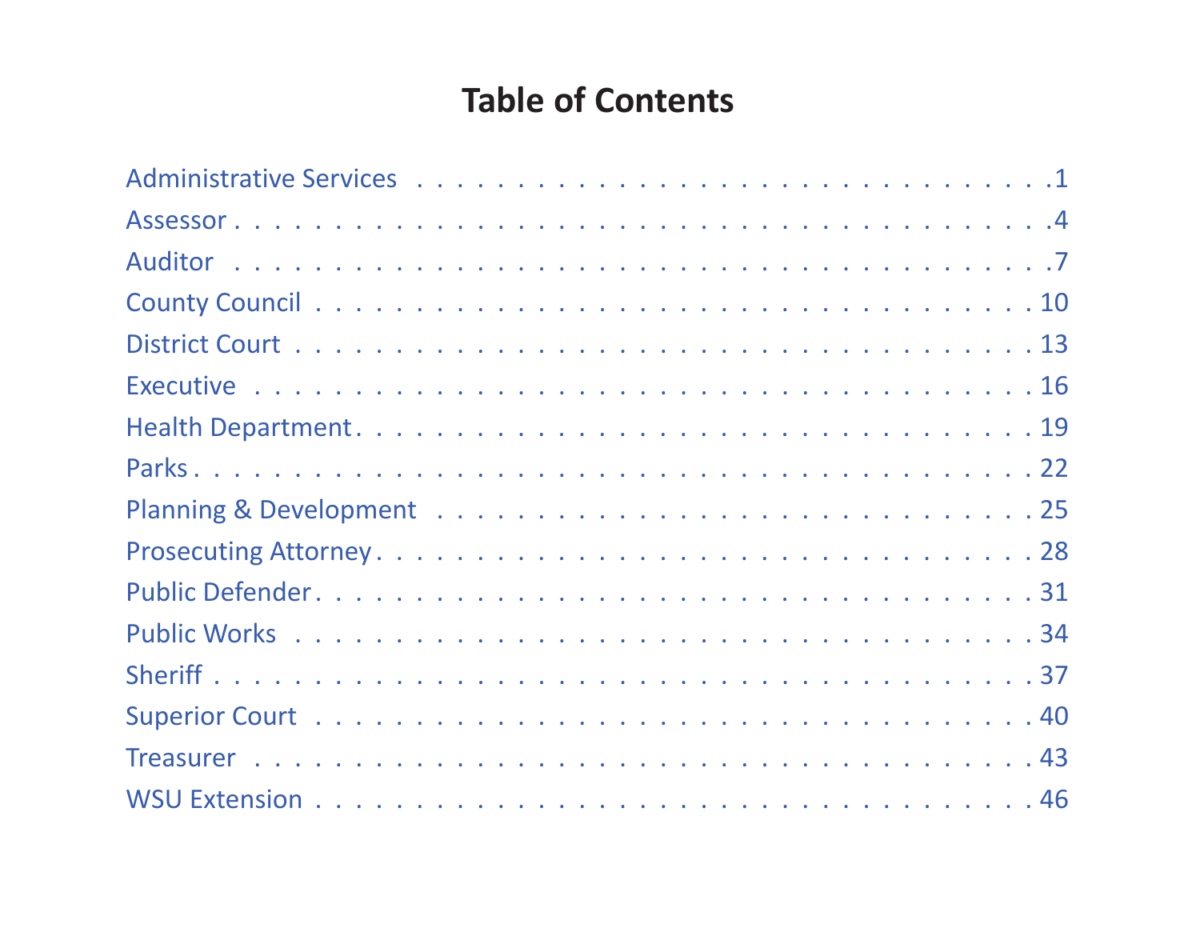# Table of Contents

Administrative Services . . . . . . . . . . . . . . . . . . . . . . . . . . . . . . . .1
Assessor . . . . . . . . . . . . . . . . . . . . . . . . . . . . . . . . . . . . . .4
Auditor . . . . . . . . . . . . . . . . . . . . . . . . . . . . . . . . . . . . . .7
County Council . . . . . . . . . . . . . . . . . . . . . . . . . . . . . . . . . 10
District Court . . . . . . . . . . . . . . . . . . . . . . . . . . . . . . . . . . 13
Executive . . . . . . . . . . . . . . . . . . . . . . . . . . . . . . . . . . . . 16
Health Department. . . . . . . . . . . . . . . . . . . . . . . . . . . . . . . 19
Parks . . . . . . . . . . . . . . . . . . . . . . . . . . . . . . . . . . . . . . . 22
Planning & Development . . . . . . . . . . . . . . . . . . . . . . . . . . . 25
Prosecuting Attorney . . . . . . . . . . . . . . . . . . . . . . . . . . . . . 28
Public Defender . . . . . . . . . . . . . . . . . . . . . . . . . . . . . . . . . 31
Public Works . . . . . . . . . . . . . . . . . . . . . . . . . . . . . . . . . . 34
Sheriff . . . . . . . . . . . . . . . . . . . . . . . . . . . . . . . . . . . . . . 37
Superior Court . . . . . . . . . . . . . . . . . . . . . . . . . . . . . . . . . 40
Treasurer . . . . . . . . . . . . . . . . . . . . . . . . . . . . . . . . . . . . 43
WSU Extension . . . . . . . . . . . . . . . . . . . . . . . . . . . . . . . . . 46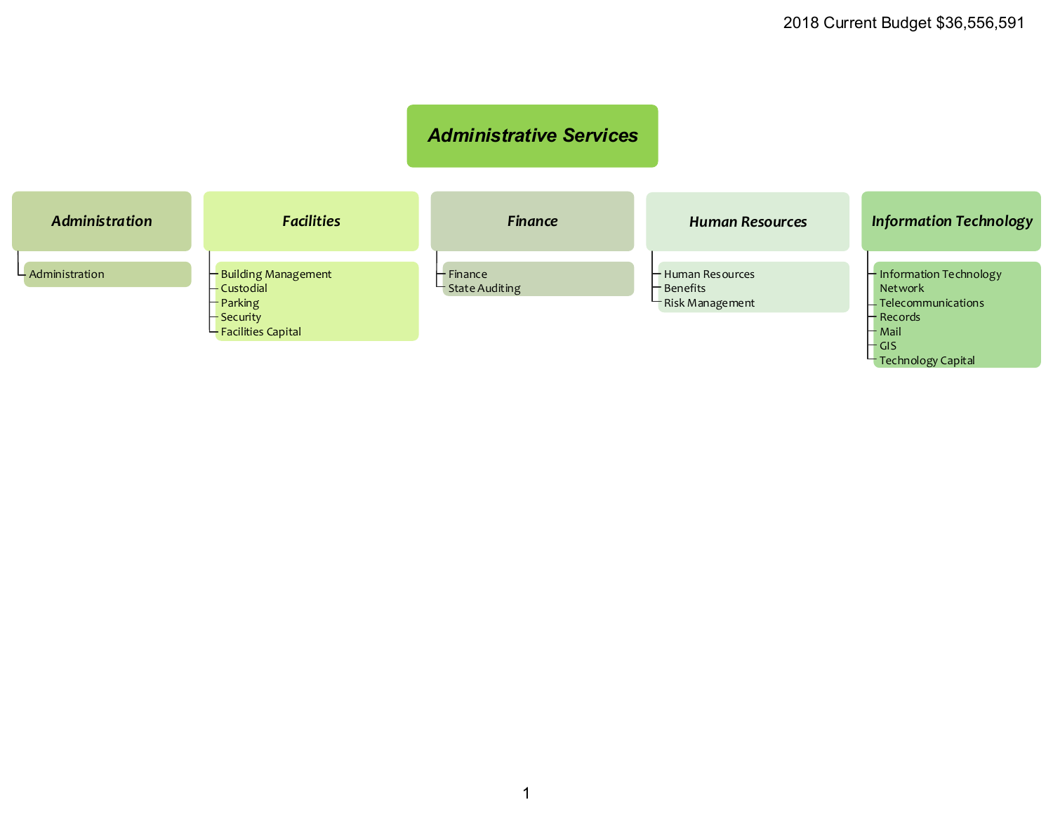2018 Current Budget $36,556,591

# Administrative Services

## Administration

- Administration

## Facilities

- Building Management
- Custodial
- Parking
- Security
- Facilities Capital

## Finance

- Finance
- State Auditing

## Human Resources

- Human Resources
- Benefits
- Risk Management

## Information Technology

- Information Technology
- Network
- Telecommunications
- Records
- Mail
- GIS
- Technology Capital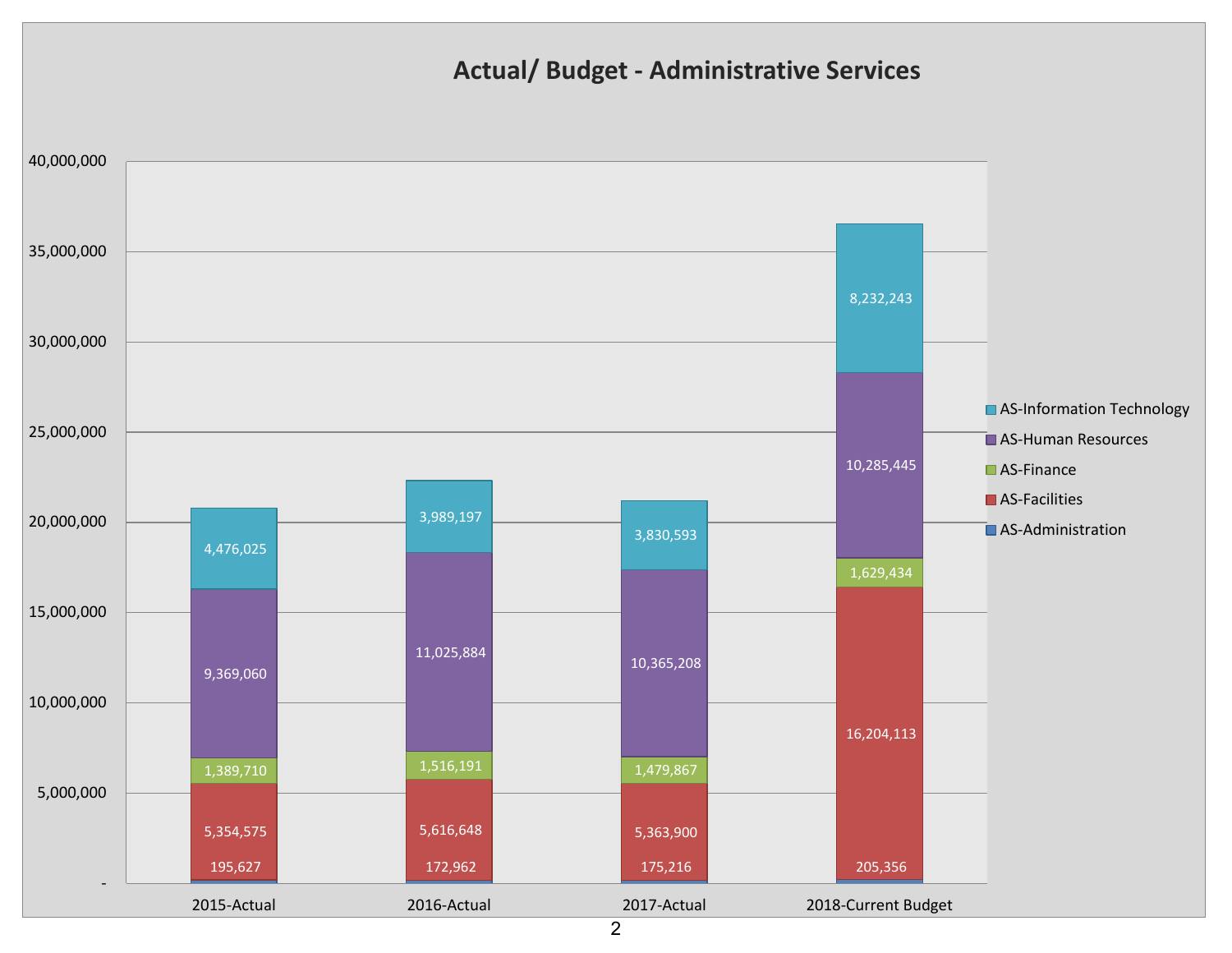# Actual/ Budget - Administrative Services

| | 2015-Actual | 2016-Actual | 2017-Actual | 2018-Current Budget |
|---|---|---|---|---|
| AS-Information Technology | 4,476,025 | 3,989,197 | 3,830,593 | 8,232,243 |
| AS-Human Resources | 9,369,060 | 11,025,884 | 10,365,208 | 10,285,445 |
| AS-Finance | 1,389,710 | 1,516,191 | 1,479,867 | 1,629,434 |
| AS-Facilities | 5,354,575 | 5,616,648 | 5,363,900 | 16,204,113 |
| AS-Administration | 195,627 | 172,962 | 175,216 | 205,356 |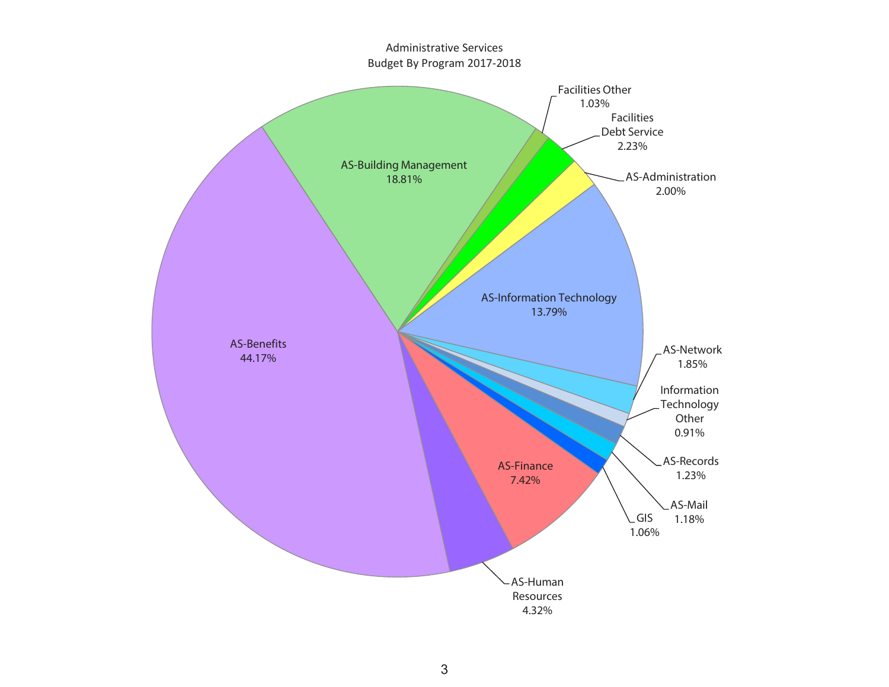Administrative Services
Budget By Program 2017-2018

| Program | Percentage |
|---|---|
| AS-Benefits | 44.17% |
| AS-Building Management | 18.81% |
| Facilities Other | 1.03% |
| Facilities Debt Service | 2.23% |
| AS-Administration | 2.00% |
| AS-Information Technology | 13.79% |
| AS-Network | 1.85% |
| Information Technology Other | 0.91% |
| AS-Records | 1.23% |
| AS-Mail | 1.18% |
| GIS | 1.06% |
| AS-Finance | 7.42% |
| AS-Human Resources | 4.32% |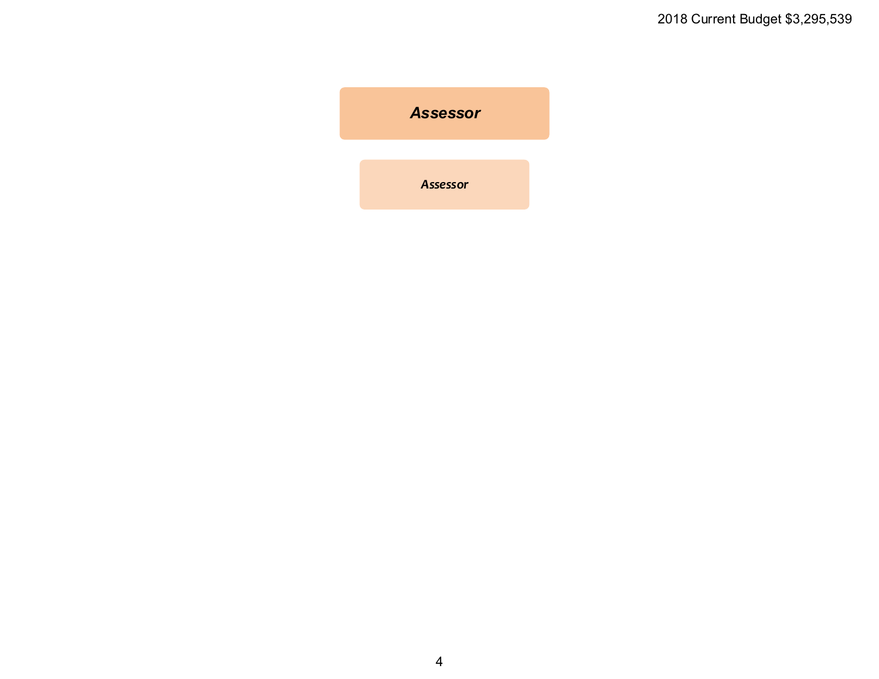2018 Current Budget $3,295,539

***Assessor***

***Assessor***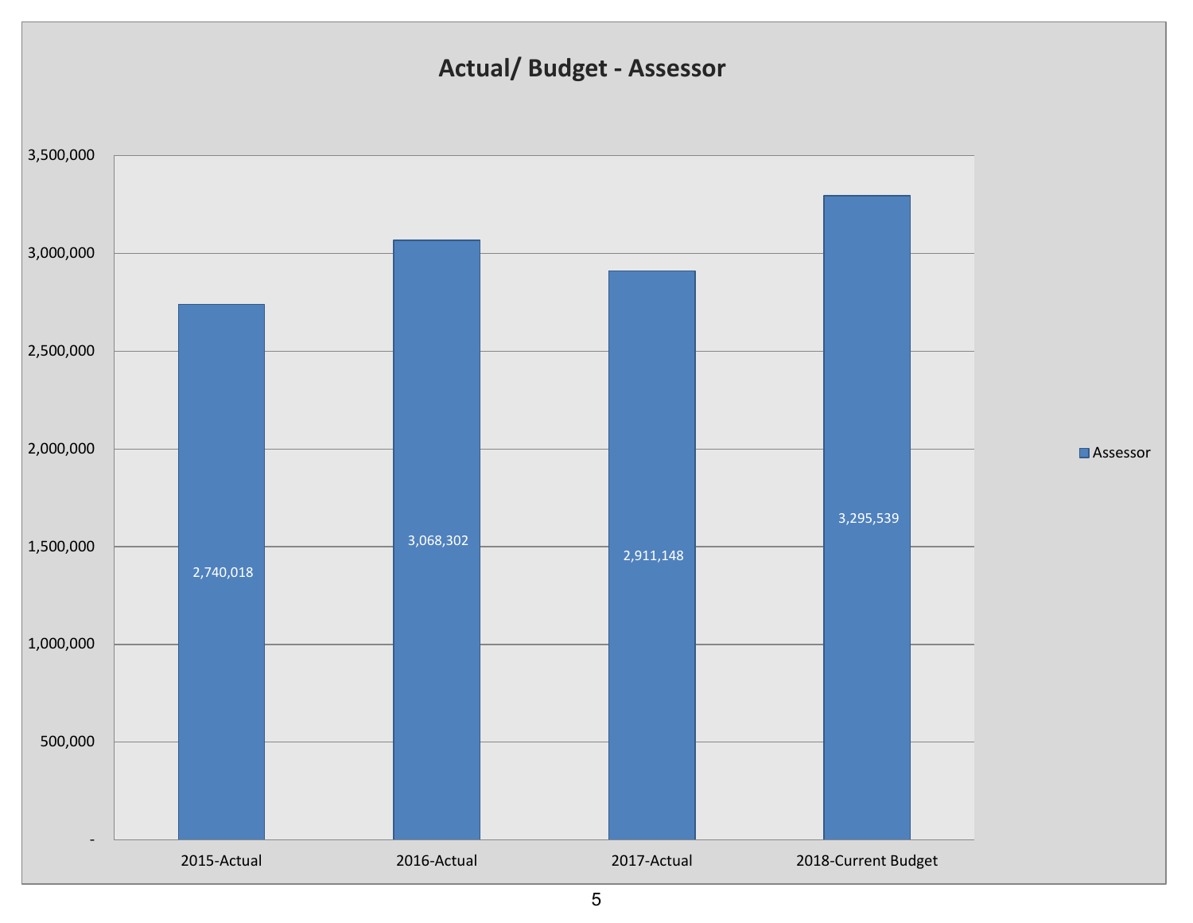## Actual/ Budget - Assessor

| | Assessor |
|---|---|
| 2015-Actual | 2,740,018 |
| 2016-Actual | 3,068,302 |
| 2017-Actual | 2,911,148 |
| 2018-Current Budget | 3,295,539 |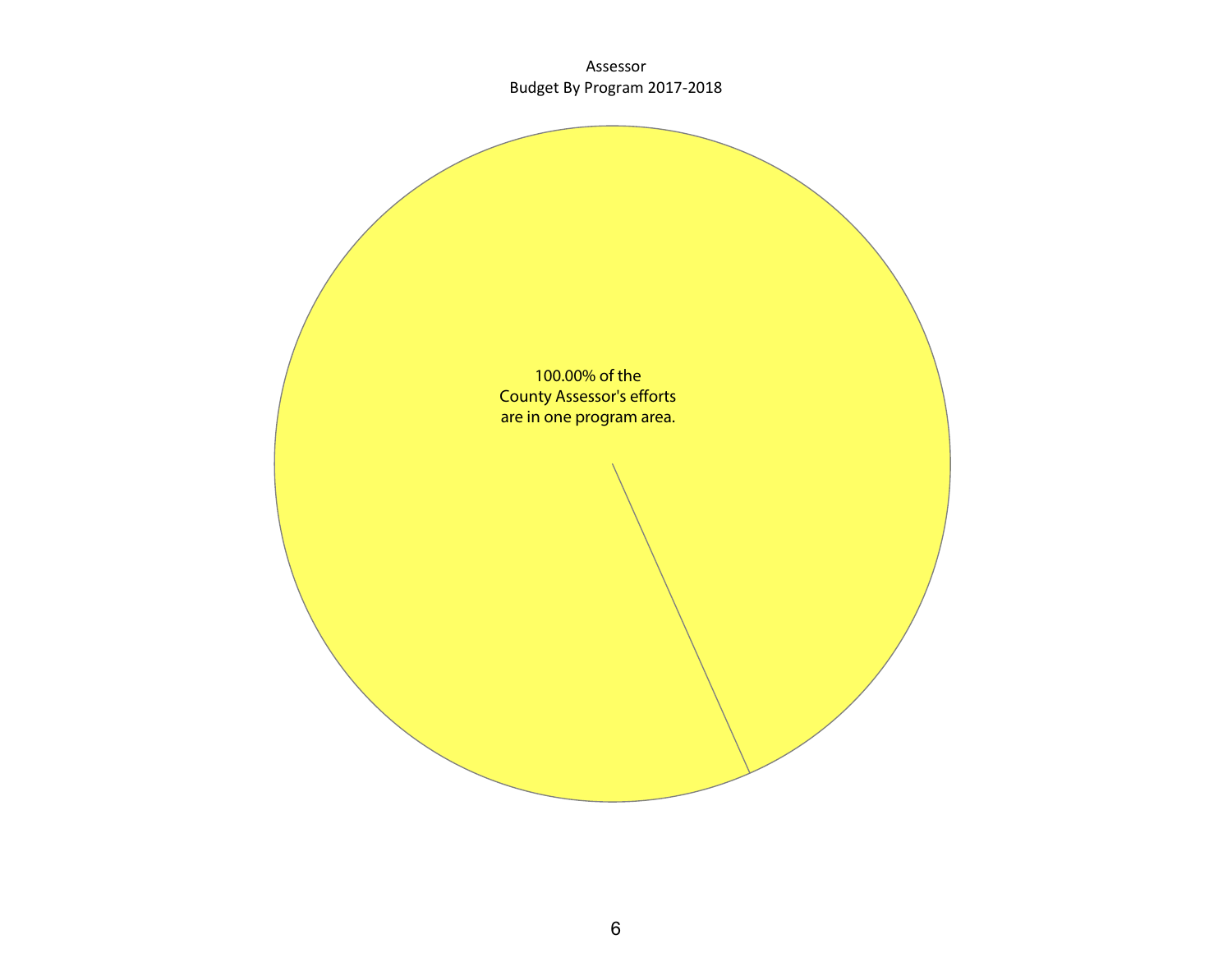Assessor
Budget By Program 2017-2018

100.00% of the
County Assessor's efforts
are in one program area.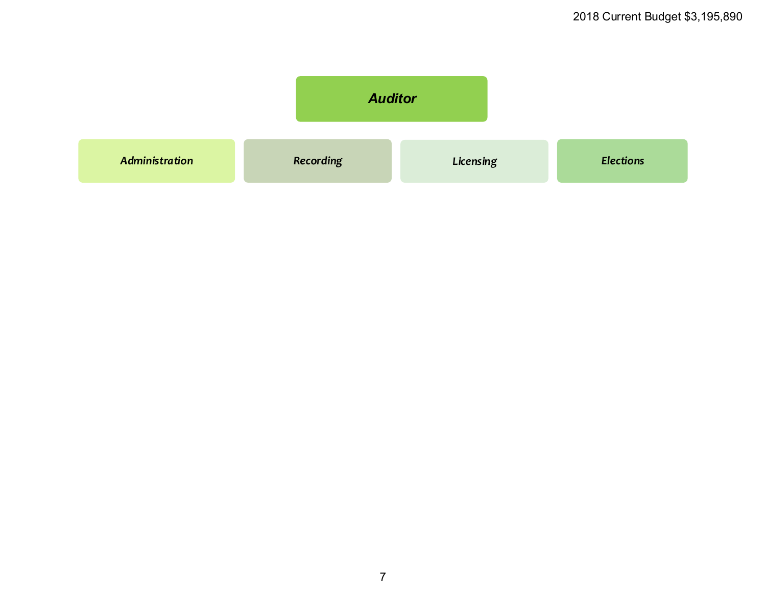2018 Current Budget $3,195,890

***Auditor***

- ***Administration***
- ***Recording***
- ***Licensing***
- ***Elections***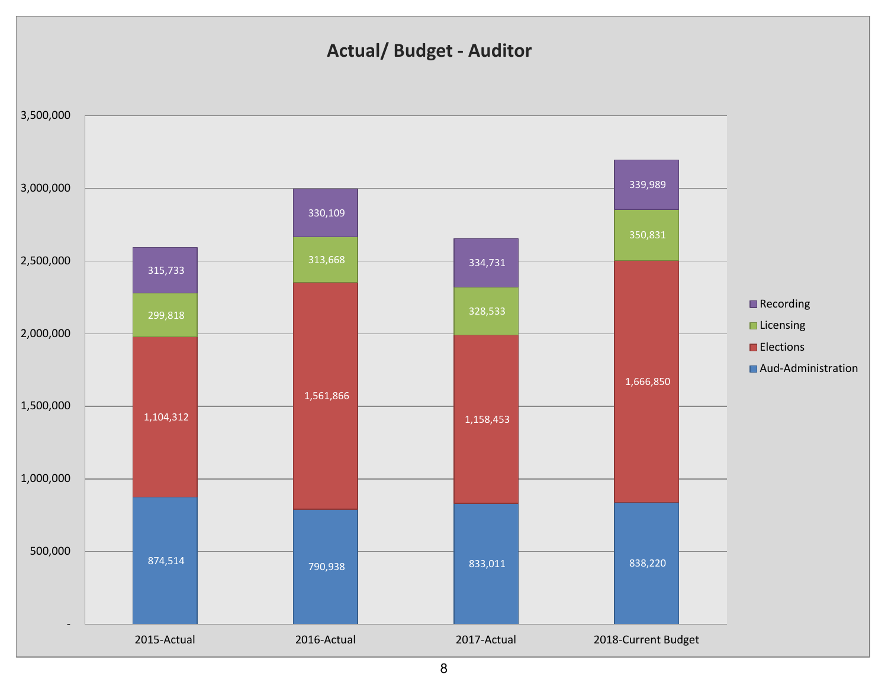## Actual/ Budget - Auditor

| | 2015-Actual | 2016-Actual | 2017-Actual | 2018-Current Budget |
|---|---|---|---|---|
| Recording | 315,733 | 330,109 | 334,731 | 339,989 |
| Licensing | 299,818 | 313,668 | 328,533 | 350,831 |
| Elections | 1,104,312 | 1,561,866 | 1,158,453 | 1,666,850 |
| Aud-Administration | 874,514 | 790,938 | 833,011 | 838,220 |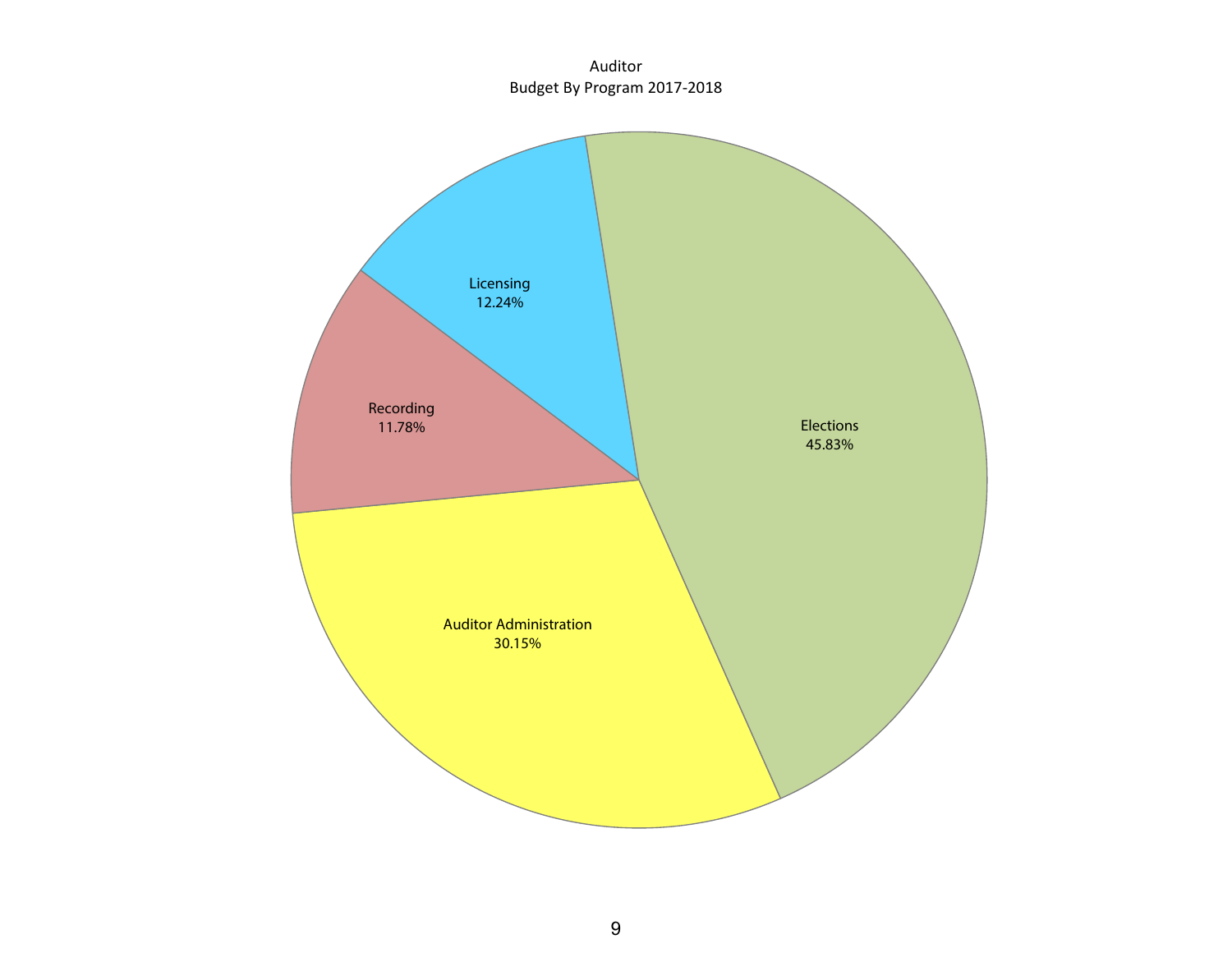Auditor
Budget By Program 2017-2018

| Program | Percentage |
| --- | --- |
| Elections | 45.83% |
| Auditor Administration | 30.15% |
| Licensing | 12.24% |
| Recording | 11.78% |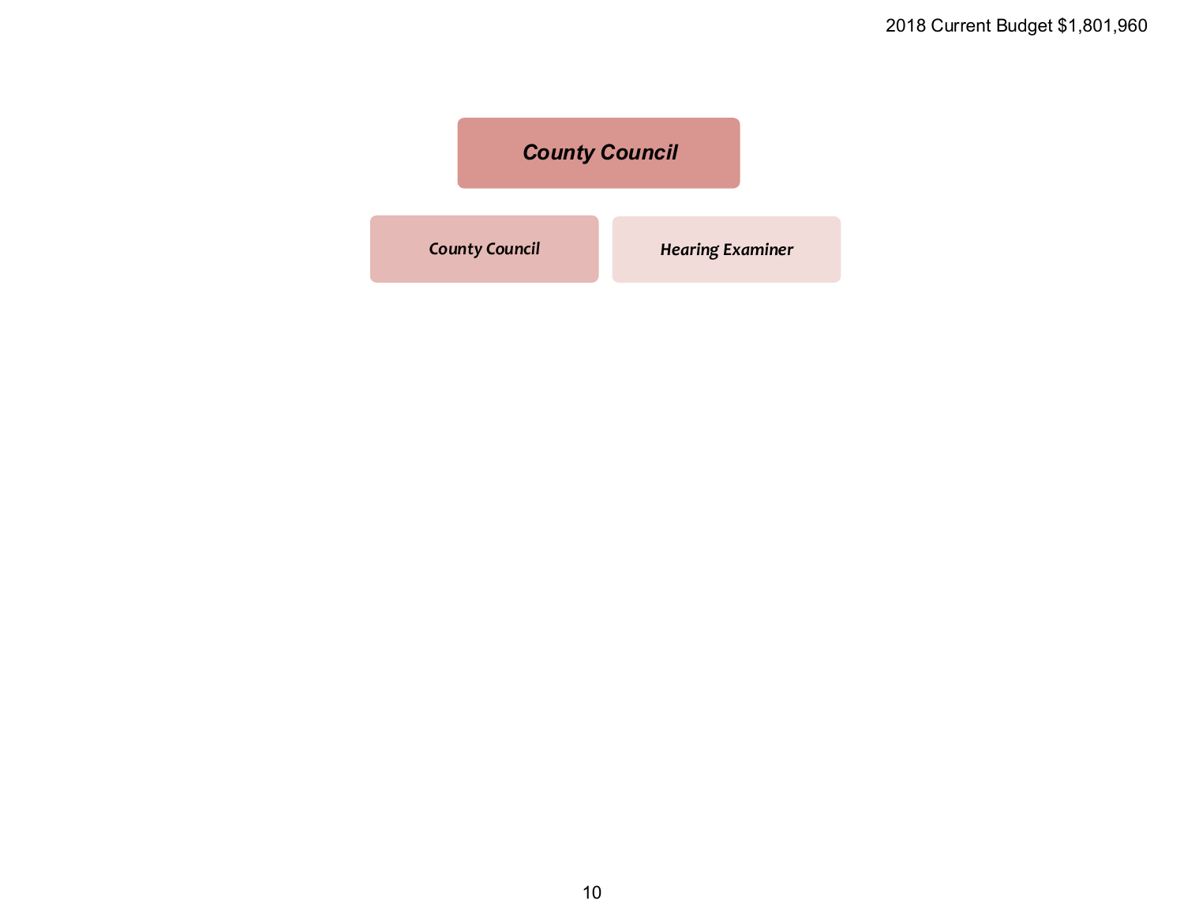2018 Current Budget $1,801,960

# *County Council*

*County Council*

*Hearing Examiner*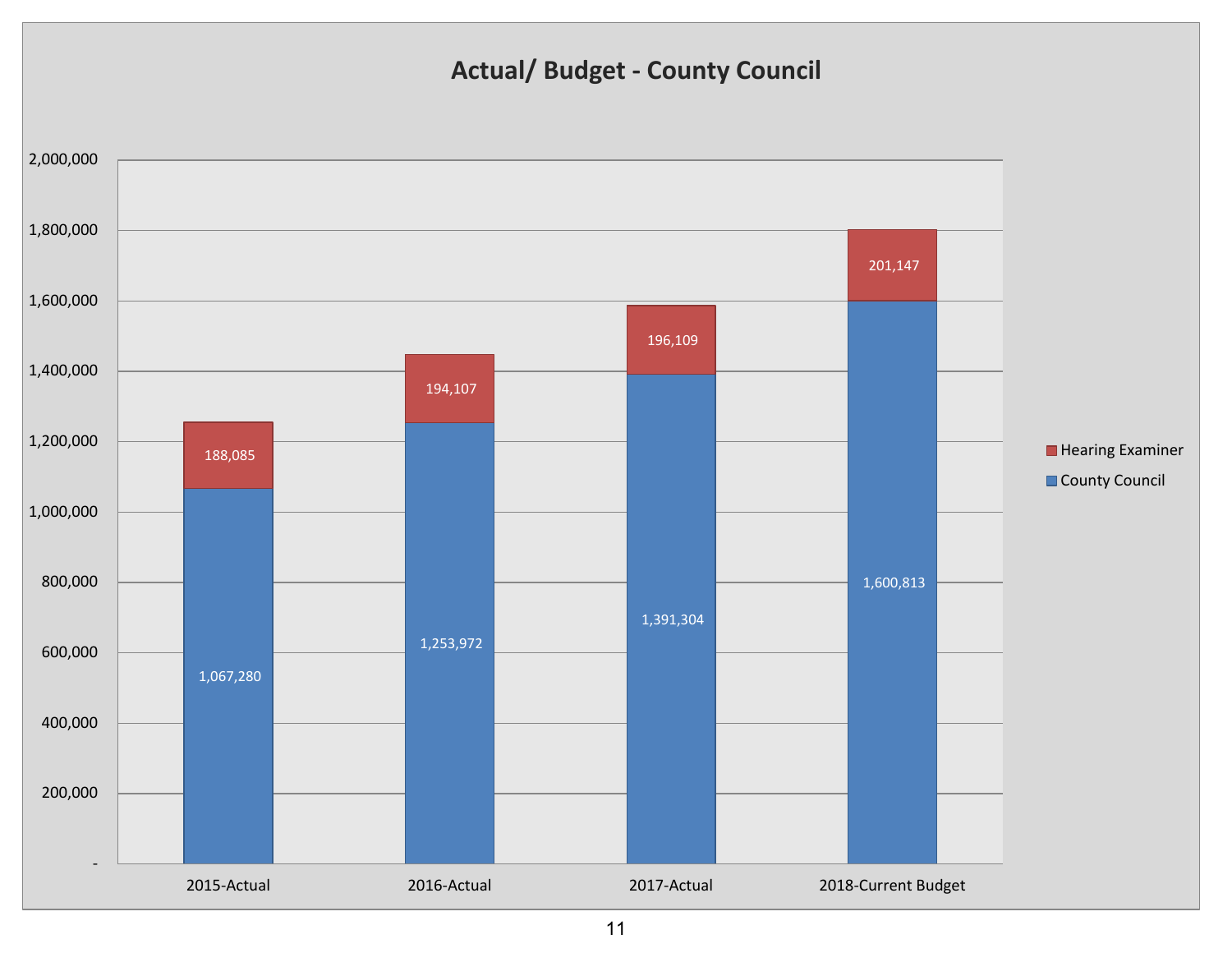## Actual/ Budget - County Council

| | County Council | Hearing Examiner |
|---|---|---|
| 2015-Actual | 1,067,280 | 188,085 |
| 2016-Actual | 1,253,972 | 194,107 |
| 2017-Actual | 1,391,304 | 196,109 |
| 2018-Current Budget | 1,600,813 | 201,147 |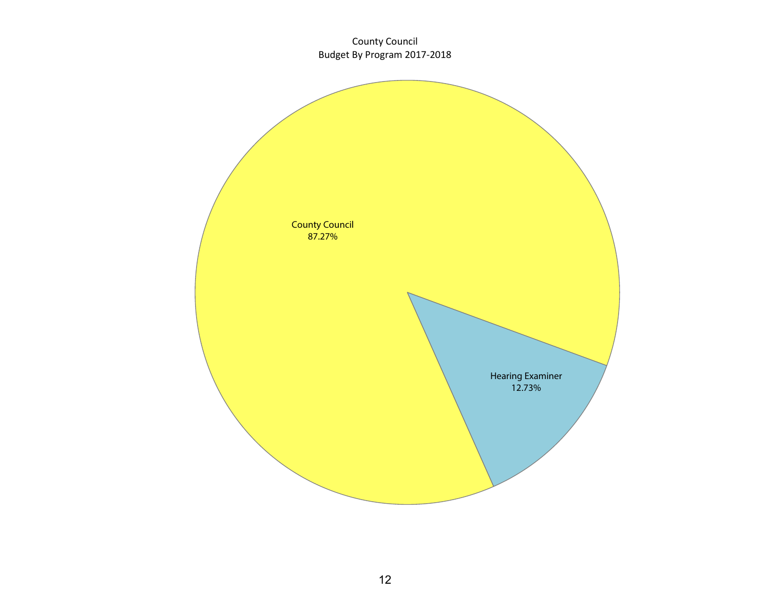County Council
Budget By Program 2017-2018

County Council
87.27%

Hearing Examiner
12.73%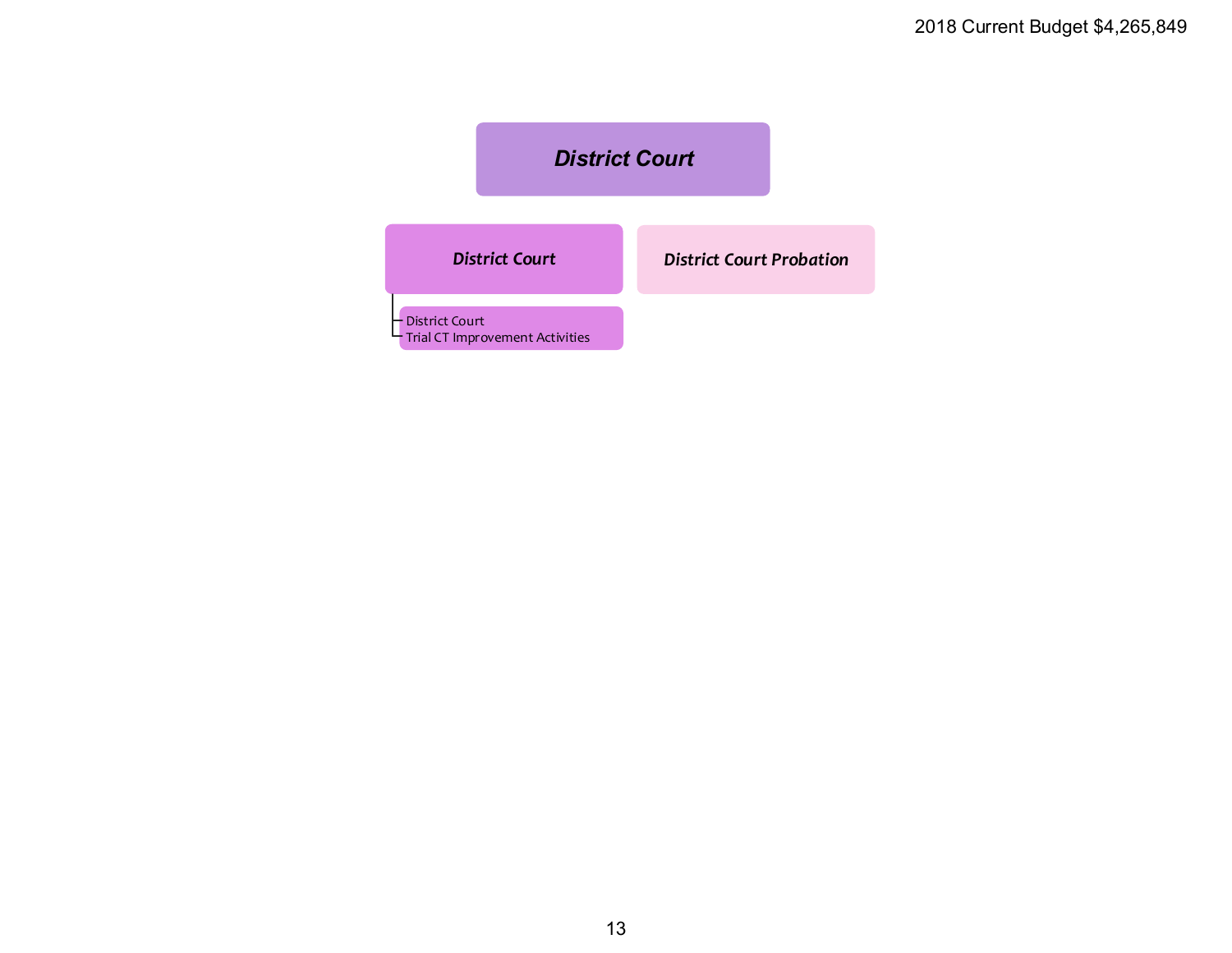2018 Current Budget $4,265,849

# *District Court*

## *District Court*

- District Court
- Trial CT Improvement Activities

## *District Court Probation*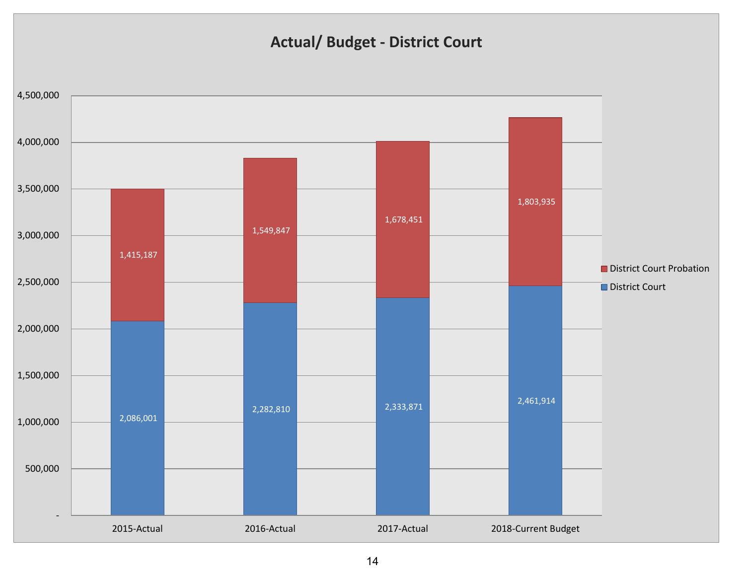## Actual/ Budget - District Court

| | 2015-Actual | 2016-Actual | 2017-Actual | 2018-Current Budget |
|---|---|---|---|---|
| District Court Probation | 1,415,187 | 1,549,847 | 1,678,451 | 1,803,935 |
| District Court | 2,086,001 | 2,282,810 | 2,333,871 | 2,461,914 |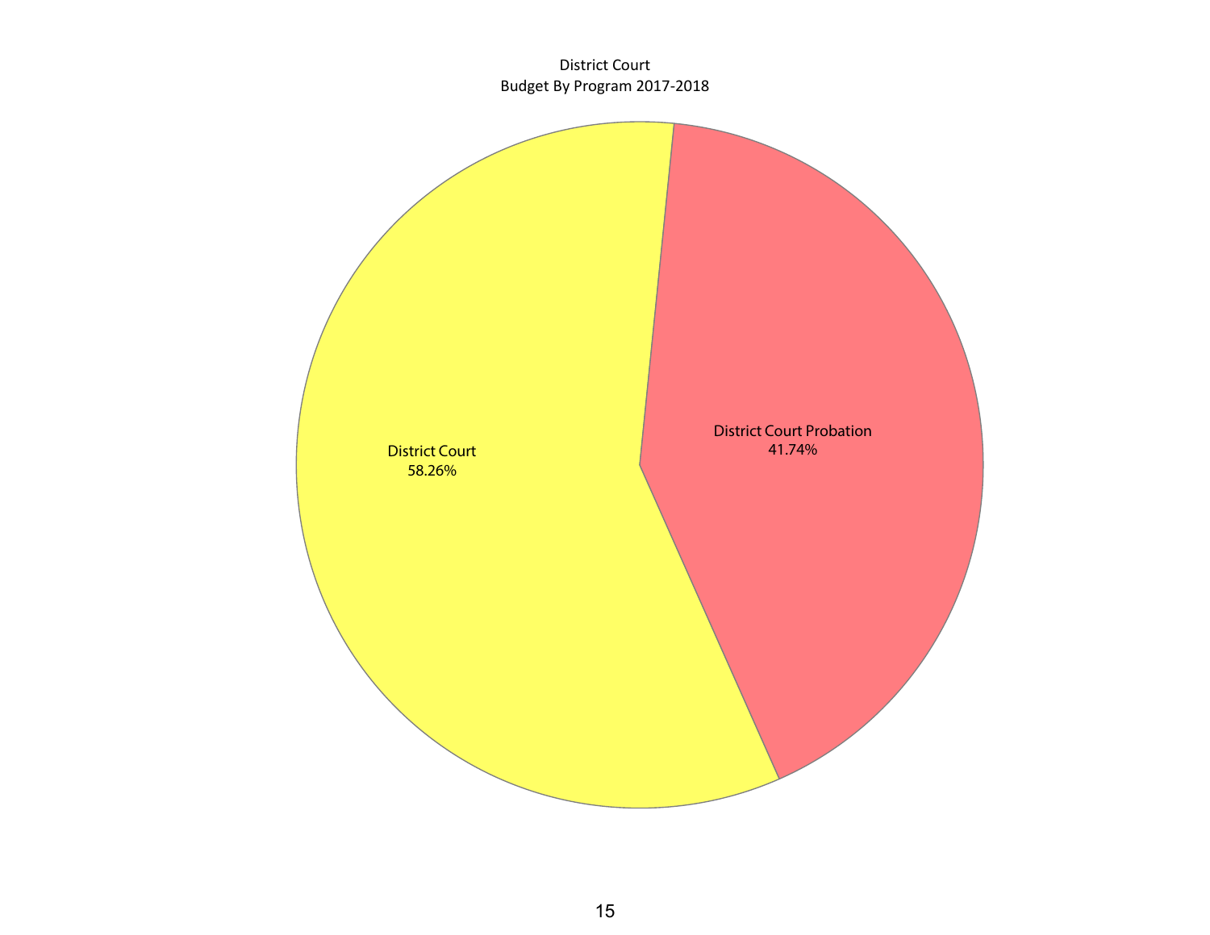District Court
Budget By Program 2017-2018

District Court
58.26%

District Court Probation
41.74%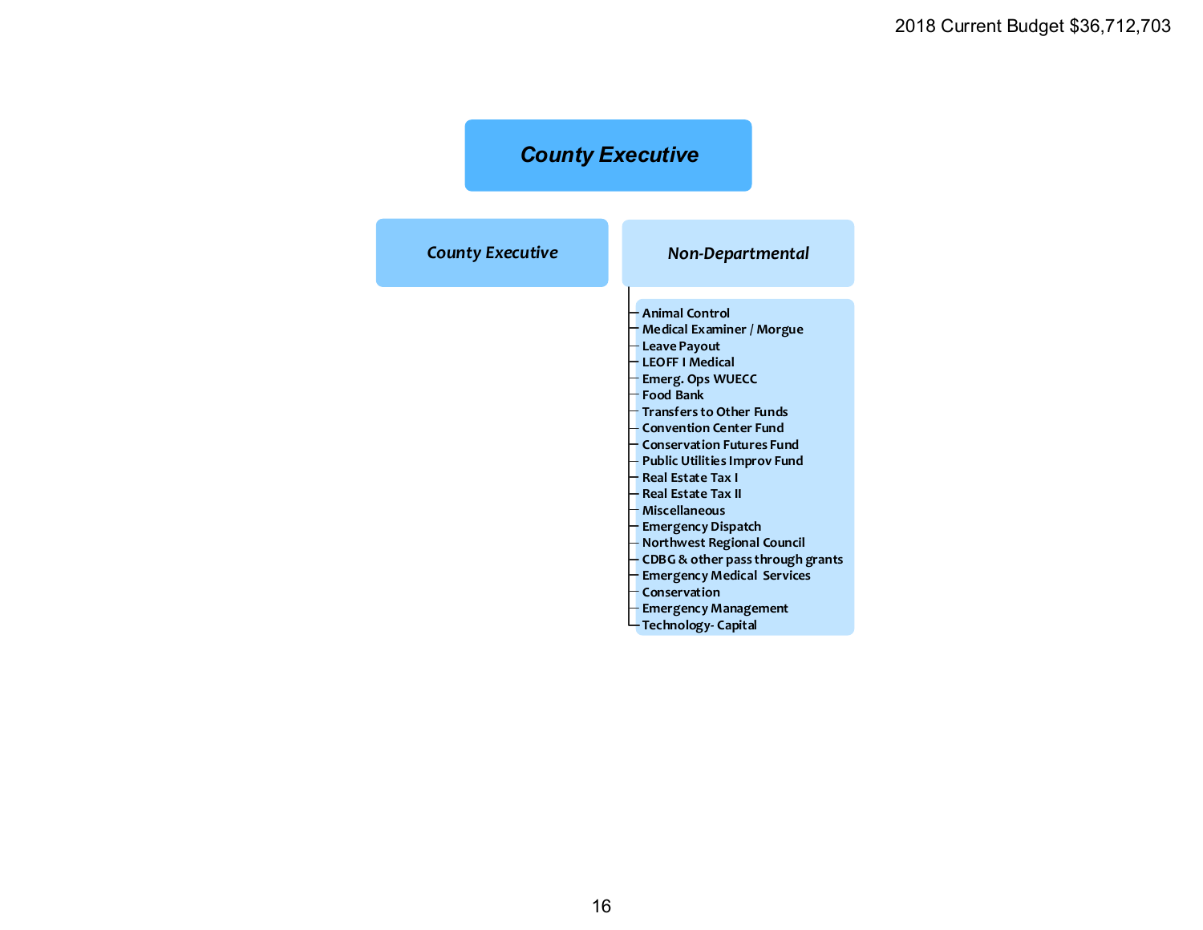2018 Current Budget $36,712,703

# *County Executive*

## *County Executive*

## *Non-Departmental*

- Animal Control
- Medical Examiner / Morgue
- Leave Payout
- LEOFF I Medical
- Emerg. Ops WUECC
- Food Bank
- Transfers to Other Funds
- Convention Center Fund
- Conservation Futures Fund
- Public Utilities Improv Fund
- Real Estate Tax I
- Real Estate Tax II
- Miscellaneous
- Emergency Dispatch
- Northwest Regional Council
- CDBG & other pass through grants
- Emergency Medical Services
- Conservation
- Emergency Management
- Technology- Capital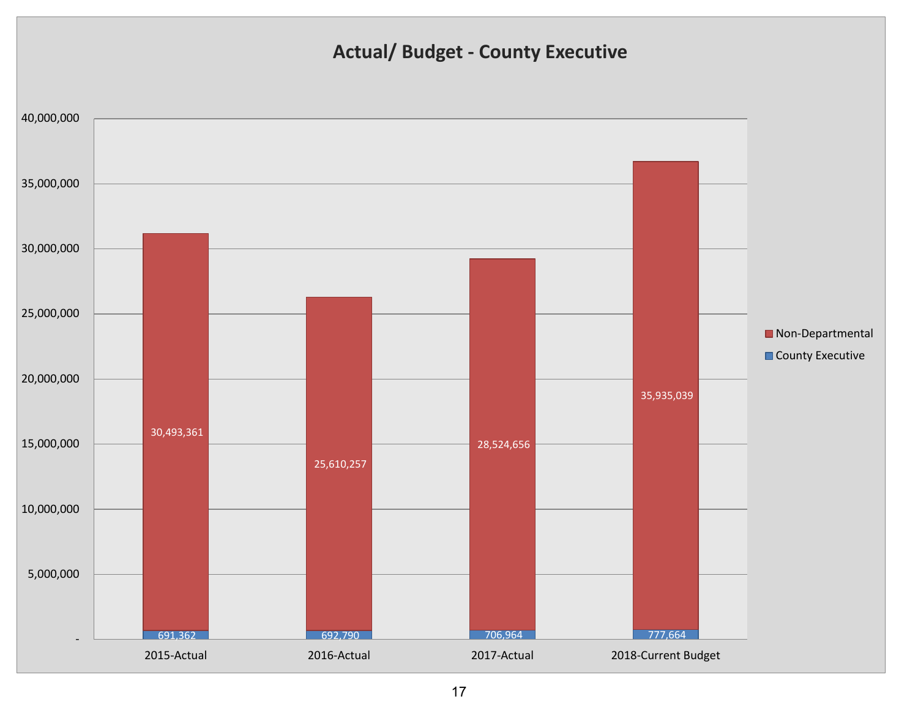# Actual/ Budget - County Executive

| | 2015-Actual | 2016-Actual | 2017-Actual | 2018-Current Budget |
|---|---|---|---|---|
| Non-Departmental | 30,493,361 | 25,610,257 | 28,524,656 | 35,935,039 |
| County Executive | 691,362 | 692,790 | 706,964 | 777,664 |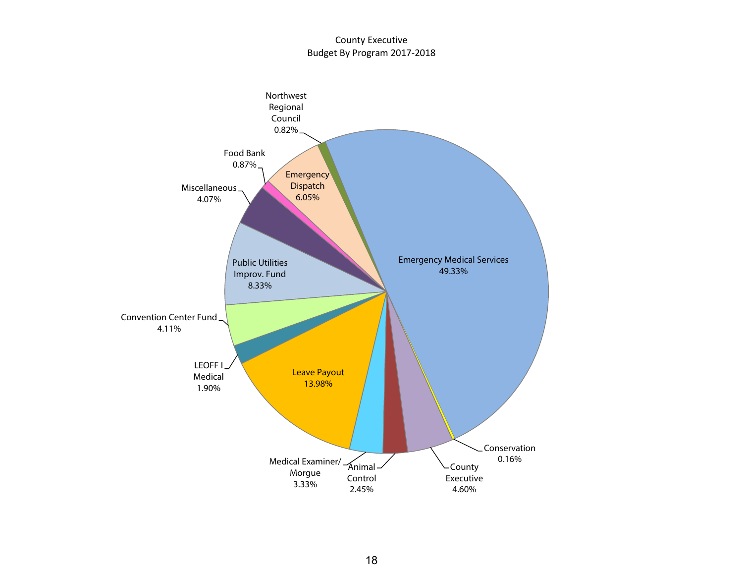County Executive
Budget By Program 2017-2018

| Program | Percentage |
| --- | --- |
| Emergency Medical Services | 49.33% |
| Leave Payout | 13.98% |
| Public Utilities Improv. Fund | 8.33% |
| Emergency Dispatch | 6.05% |
| County Executive | 4.60% |
| Convention Center Fund | 4.11% |
| Miscellaneous | 4.07% |
| Medical Examiner/ Morgue | 3.33% |
| Animal Control | 2.45% |
| LEOFF I Medical | 1.90% |
| Food Bank | 0.87% |
| Northwest Regional Council | 0.82% |
| Conservation | 0.16% |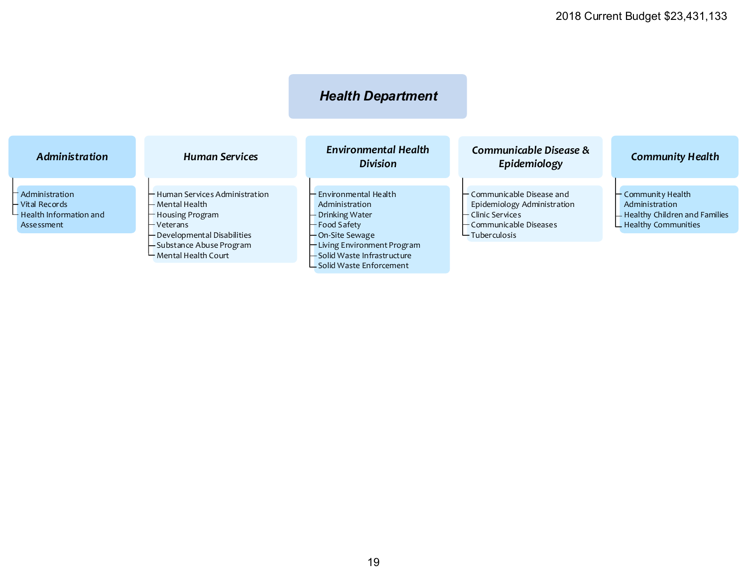2018 Current Budget $23,431,133

# Health Department

## Administration

- Administration
- Vital Records
- Health Information and Assessment

## Human Services

- Human Services Administration
- Mental Health
- Housing Program
- Veterans
- Developmental Disabilities
- Substance Abuse Program
- Mental Health Court

## Environmental Health Division

- Environmental Health Administration
- Drinking Water
- Food Safety
- On-Site Sewage
- Living Environment Program
- Solid Waste Infrastructure
- Solid Waste Enforcement

## Communicable Disease & Epidemiology

- Communicable Disease and Epidemiology Administration
- Clinic Services
- Communicable Diseases
- Tuberculosis

## Community Health

- Community Health Administration
- Healthy Children and Families
- Healthy Communities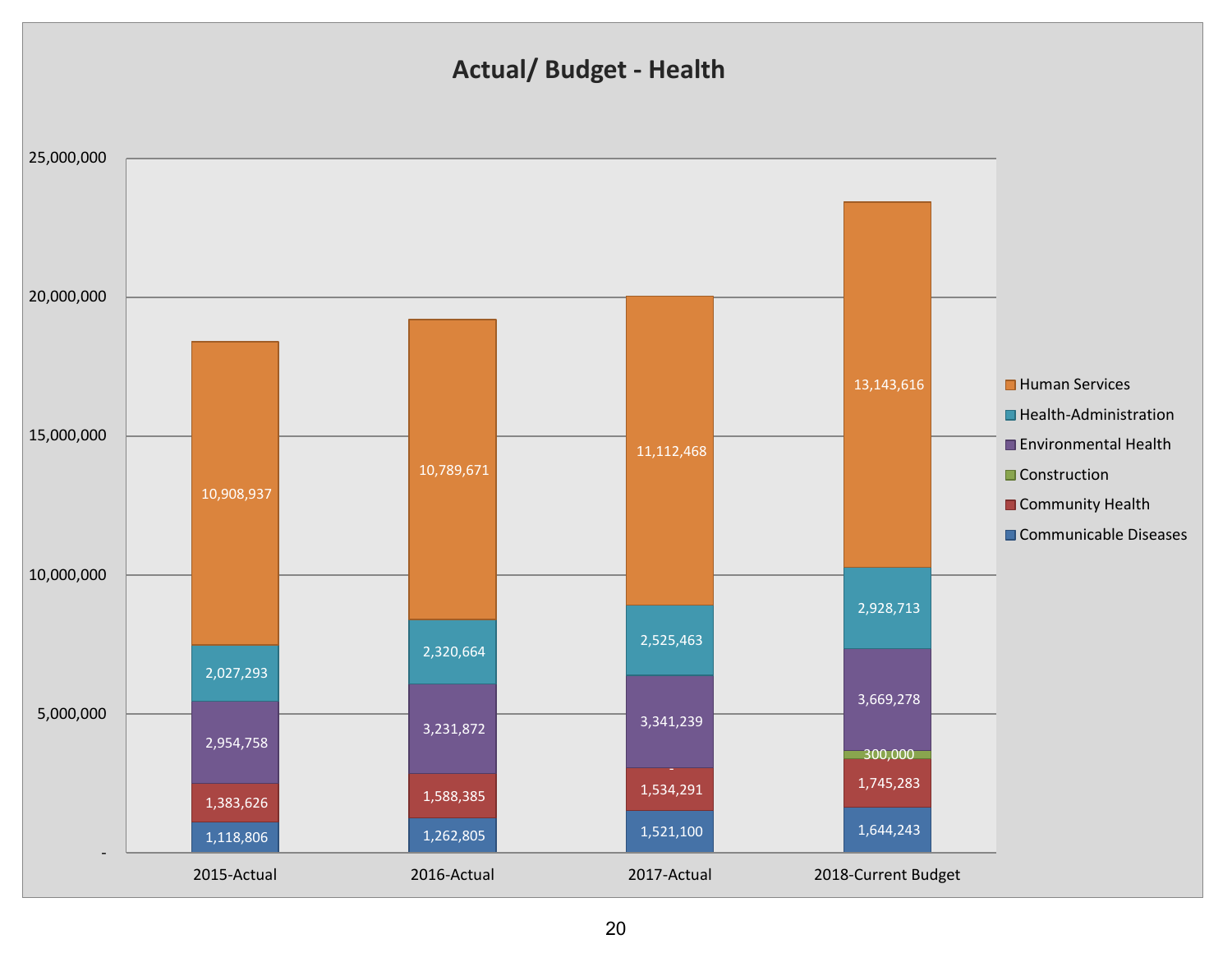## Actual/ Budget - Health

| | 2015-Actual | 2016-Actual | 2017-Actual | 2018-Current Budget |
|---|---|---|---|---|
| Human Services | 10,908,937 | 10,789,671 | 11,112,468 | 13,143,616 |
| Health-Administration | 2,027,293 | 2,320,664 | 2,525,463 | 2,928,713 |
| Environmental Health | 2,954,758 | 3,231,872 | 3,341,239 | 3,669,278 |
| Construction | | | - | 300,000 |
| Community Health | 1,383,626 | 1,588,385 | 1,534,291 | 1,745,283 |
| Communicable Diseases | 1,118,806 | 1,262,805 | 1,521,100 | 1,644,243 |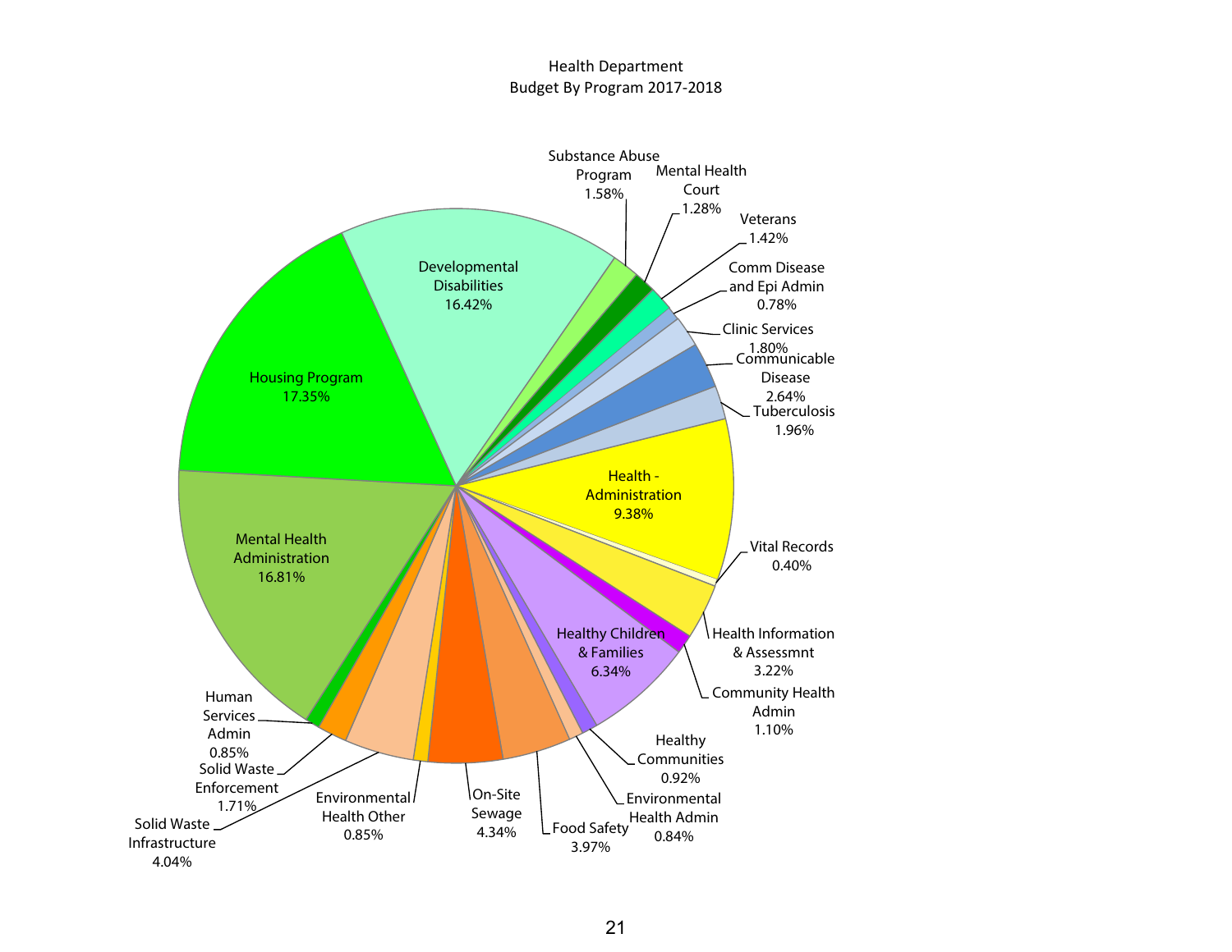# Health Department
## Budget By Program 2017-2018

| Program | Percentage |
| --- | --- |
| Developmental Disabilities | 16.42% |
| Substance Abuse Program | 1.58% |
| Mental Health Court | 1.28% |
| Veterans | 1.42% |
| Comm Disease and Epi Admin | 0.78% |
| Clinic Services | 1.80% |
| Communicable Disease | 2.64% |
| Tuberculosis | 1.96% |
| Health - Administration | 9.38% |
| Vital Records | 0.40% |
| Health Information & Assessmnt | 3.22% |
| Community Health Admin | 1.10% |
| Healthy Children & Families | 6.34% |
| Healthy Communities | 0.92% |
| Environmental Health Admin | 0.84% |
| Food Safety | 3.97% |
| On-Site Sewage | 4.34% |
| Environmental Health Other | 0.85% |
| Solid Waste Infrastructure | 4.04% |
| Solid Waste Enforcement | 1.71% |
| Human Services Admin | 0.85% |
| Mental Health Administration | 16.81% |
| Housing Program | 17.35% |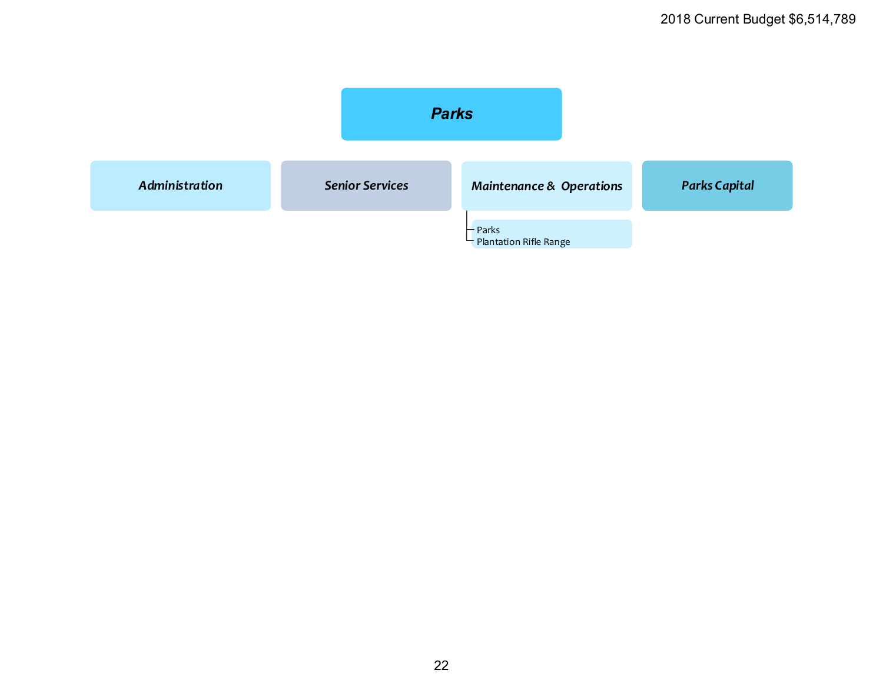2018 Current Budget $6,514,789

# Parks

- **Administration**
- **Senior Services**
- **Maintenance & Operations**
  - Parks
  - Plantation Rifle Range
- **Parks Capital**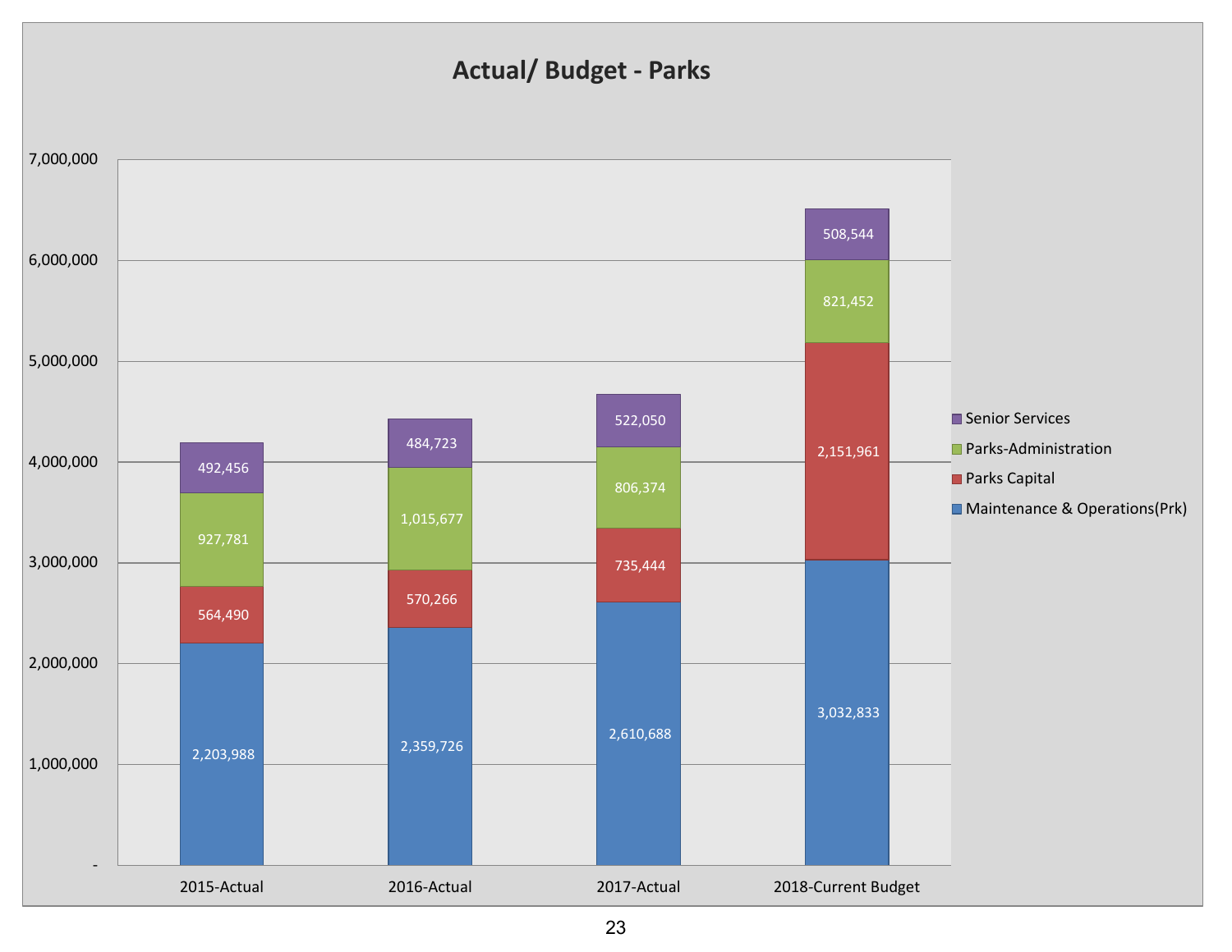# Actual/ Budget - Parks

| | 2015-Actual | 2016-Actual | 2017-Actual | 2018-Current Budget |
|---|---|---|---|---|
| Senior Services | 492,456 | 484,723 | 522,050 | 508,544 |
| Parks-Administration | 927,781 | 1,015,677 | 806,374 | 821,452 |
| Parks Capital | 564,490 | 570,266 | 735,444 | 2,151,961 |
| Maintenance & Operations(Prk) | 2,203,988 | 2,359,726 | 2,610,688 | 3,032,833 |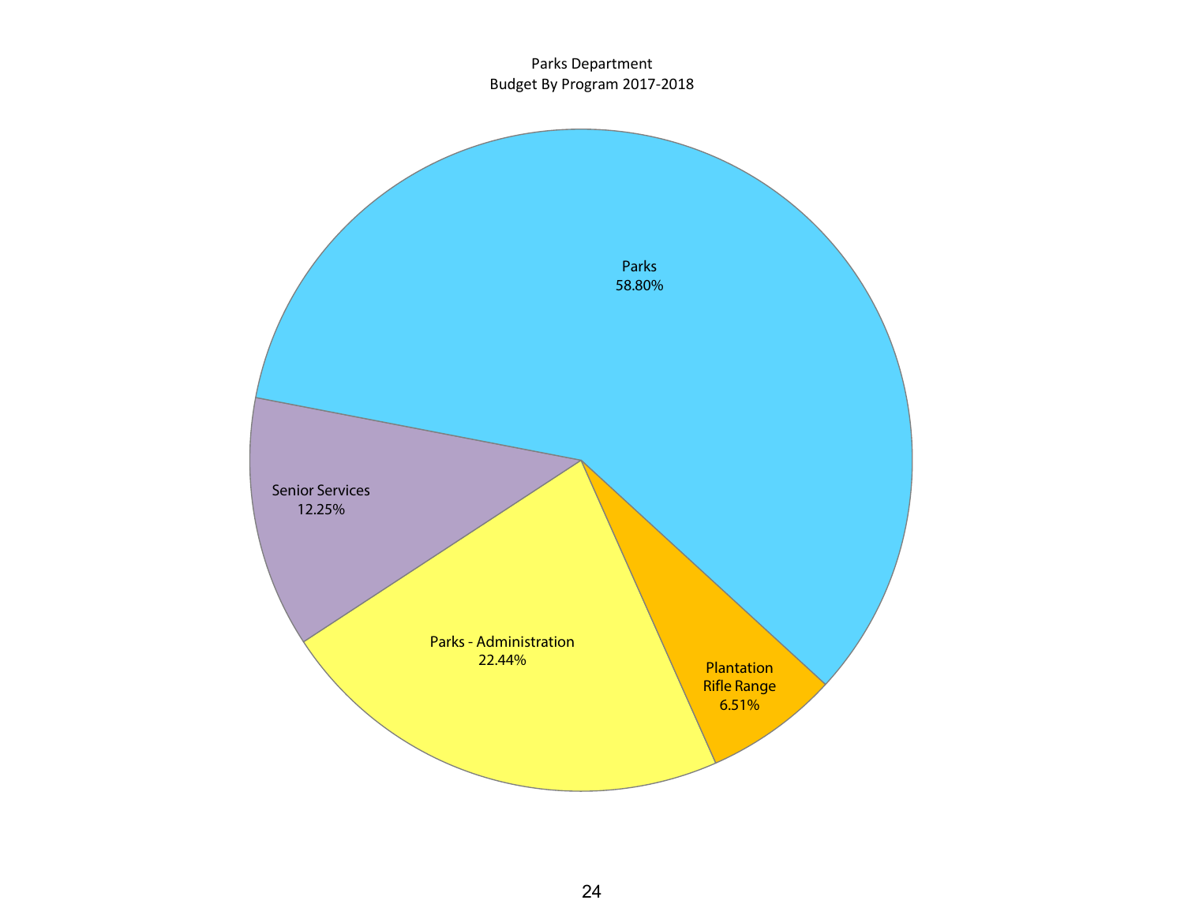Parks Department
Budget By Program 2017-2018

| Program | Percentage |
| --- | --- |
| Parks | 58.80% |
| Parks - Administration | 22.44% |
| Senior Services | 12.25% |
| Plantation Rifle Range | 6.51% |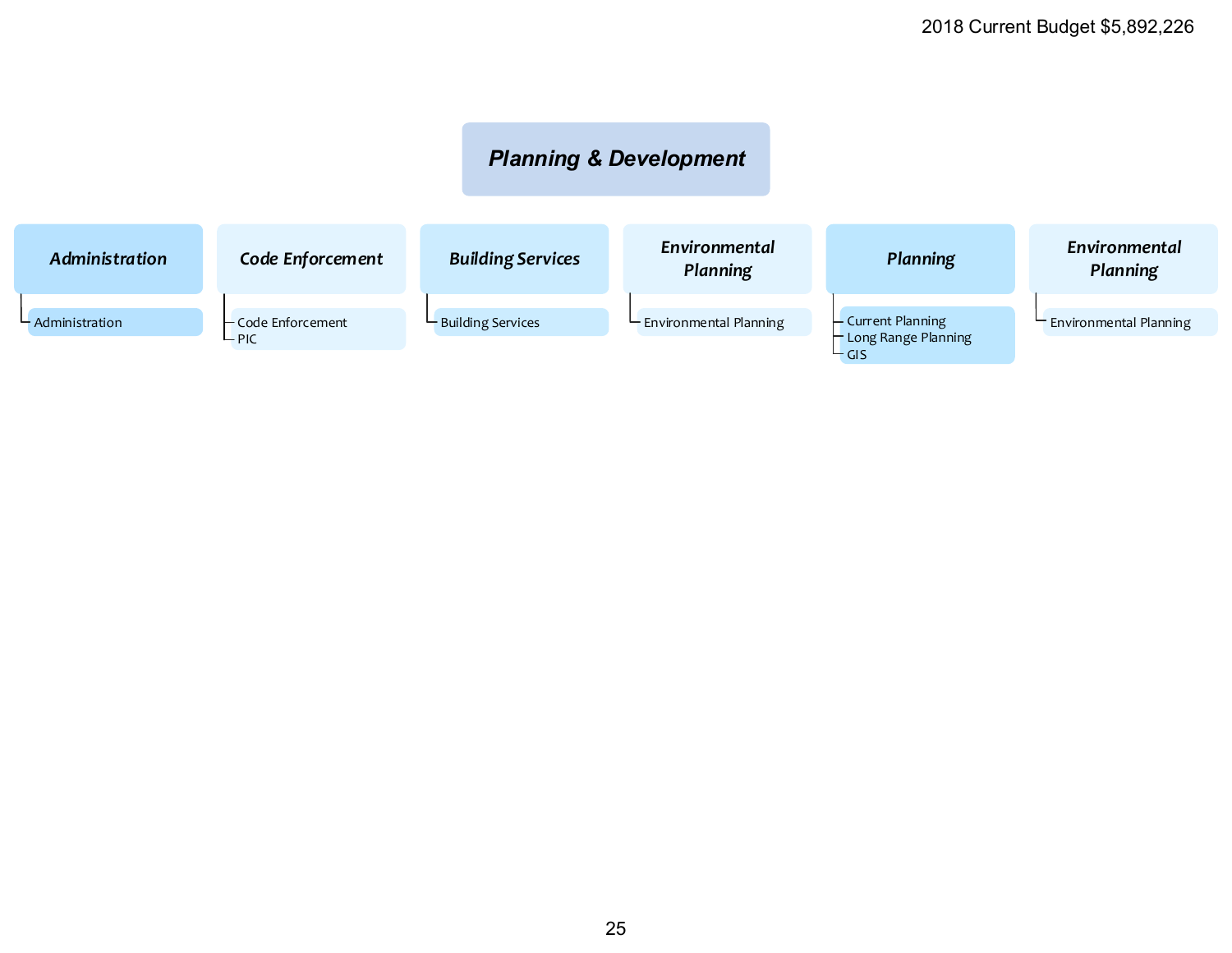2018 Current Budget $5,892,226

# Planning & Development

### Administration
- Administration

### Code Enforcement
- Code Enforcement
- PIC

### Building Services
- Building Services

### Environmental Planning
- Environmental Planning

### Planning
- Current Planning
- Long Range Planning
- GIS

### Environmental Planning
- Environmental Planning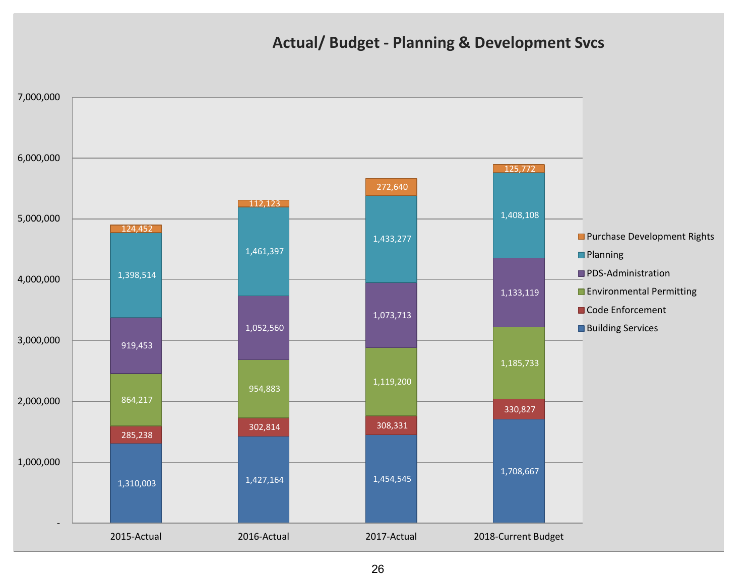# Actual/ Budget - Planning & Development Svcs

| | 2015-Actual | 2016-Actual | 2017-Actual | 2018-Current Budget |
|---|---|---|---|---|
| Purchase Development Rights | 124,452 | 112,123 | 272,640 | 125,772 |
| Planning | 1,398,514 | 1,461,397 | 1,433,277 | 1,408,108 |
| PDS-Administration | 919,453 | 1,052,560 | 1,073,713 | 1,133,119 |
| Environmental Permitting | 864,217 | 954,883 | 1,119,200 | 1,185,733 |
| Code Enforcement | 285,238 | 302,814 | 308,331 | 330,827 |
| Building Services | 1,310,003 | 1,427,164 | 1,454,545 | 1,708,667 |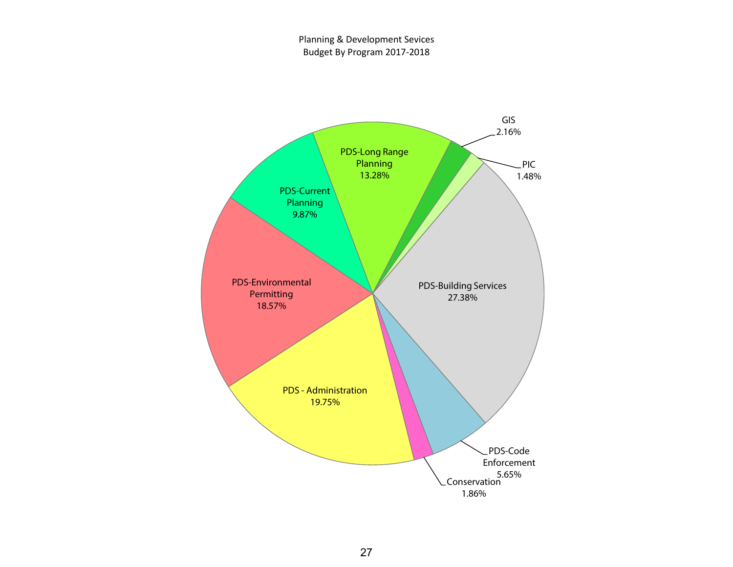Planning & Development Sevices
Budget By Program 2017-2018

| Program | Percentage |
|---|---|
| PDS-Building Services | 27.38% |
| PDS - Administration | 19.75% |
| PDS-Environmental Permitting | 18.57% |
| PDS-Long Range Planning | 13.28% |
| PDS-Current Planning | 9.87% |
| PDS-Code Enforcement | 5.65% |
| GIS | 2.16% |
| Conservation | 1.86% |
| PIC | 1.48% |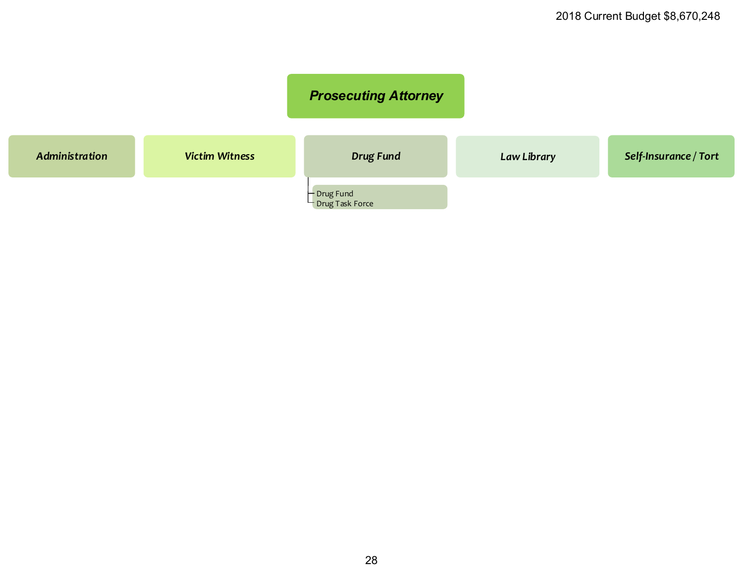2018 Current Budget $8,670,248

# *Prosecuting Attorney*

- ***Administration***
- ***Victim Witness***
- ***Drug Fund***
  - Drug Fund
  - Drug Task Force
- ***Law Library***
- ***Self-Insurance / Tort***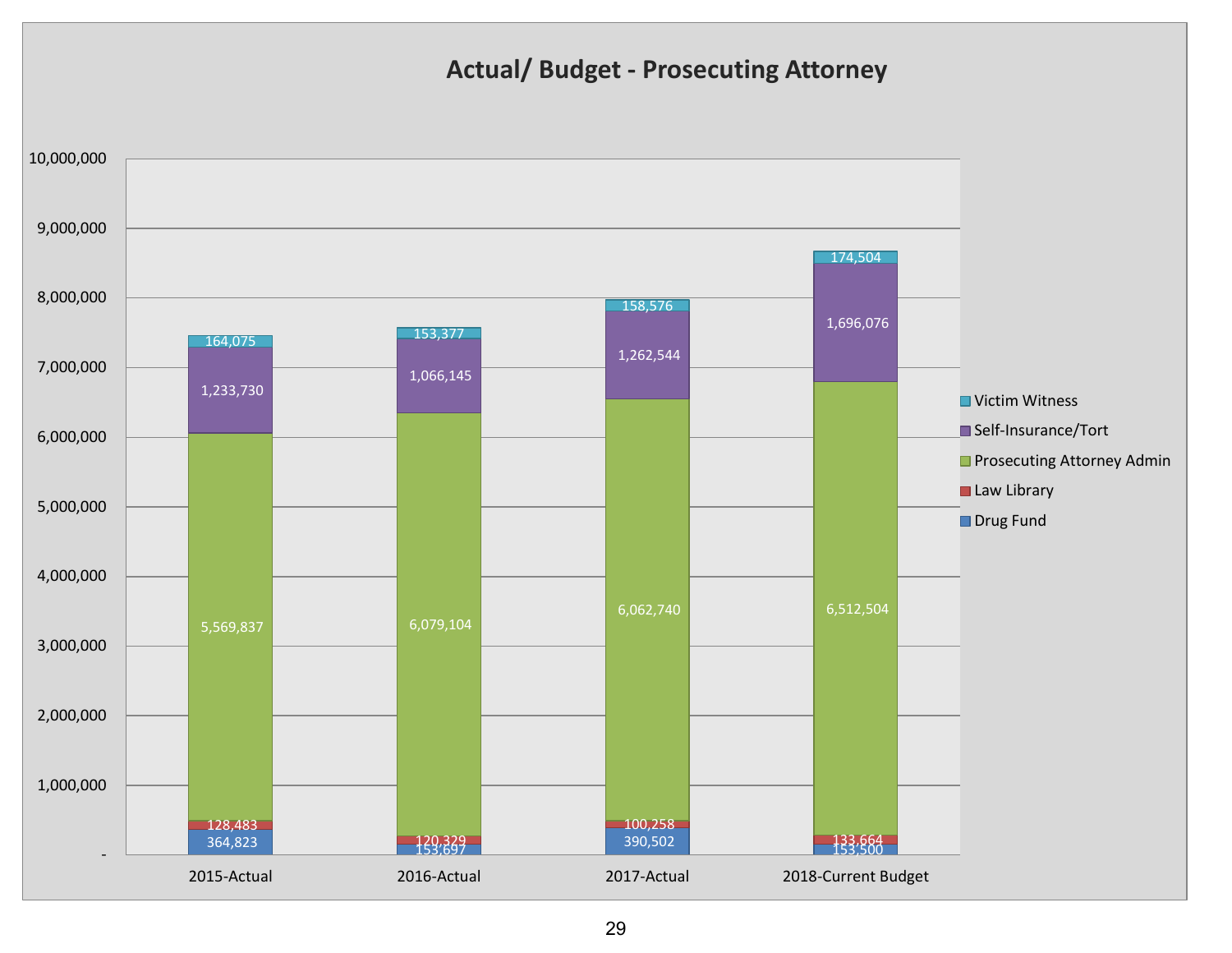## Actual/ Budget - Prosecuting Attorney

| | 2015-Actual | 2016-Actual | 2017-Actual | 2018-Current Budget |
|---|---|---|---|---|
| Victim Witness | 164,075 | 153,377 | 158,576 | 174,504 |
| Self-Insurance/Tort | 1,233,730 | 1,066,145 | 1,262,544 | 1,696,076 |
| Prosecuting Attorney Admin | 5,569,837 | 6,079,104 | 6,062,740 | 6,512,504 |
| Law Library | 128,483 | 120,329 | 100,258 | 133,664 |
| Drug Fund | 364,823 | 153,697 | 390,502 | 153,500 |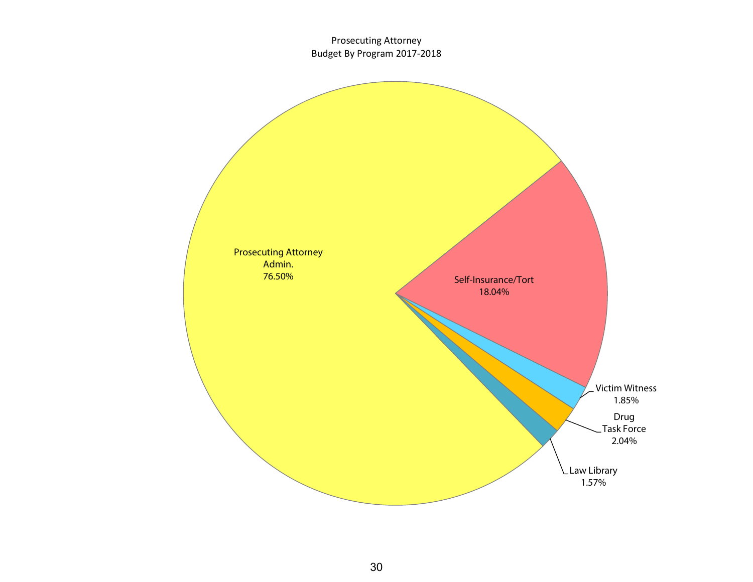Prosecuting Attorney
Budget By Program 2017-2018

Prosecuting Attorney Admin. 76.50%

Self-Insurance/Tort 18.04%

Victim Witness 1.85%

Drug Task Force 2.04%

Law Library 1.57%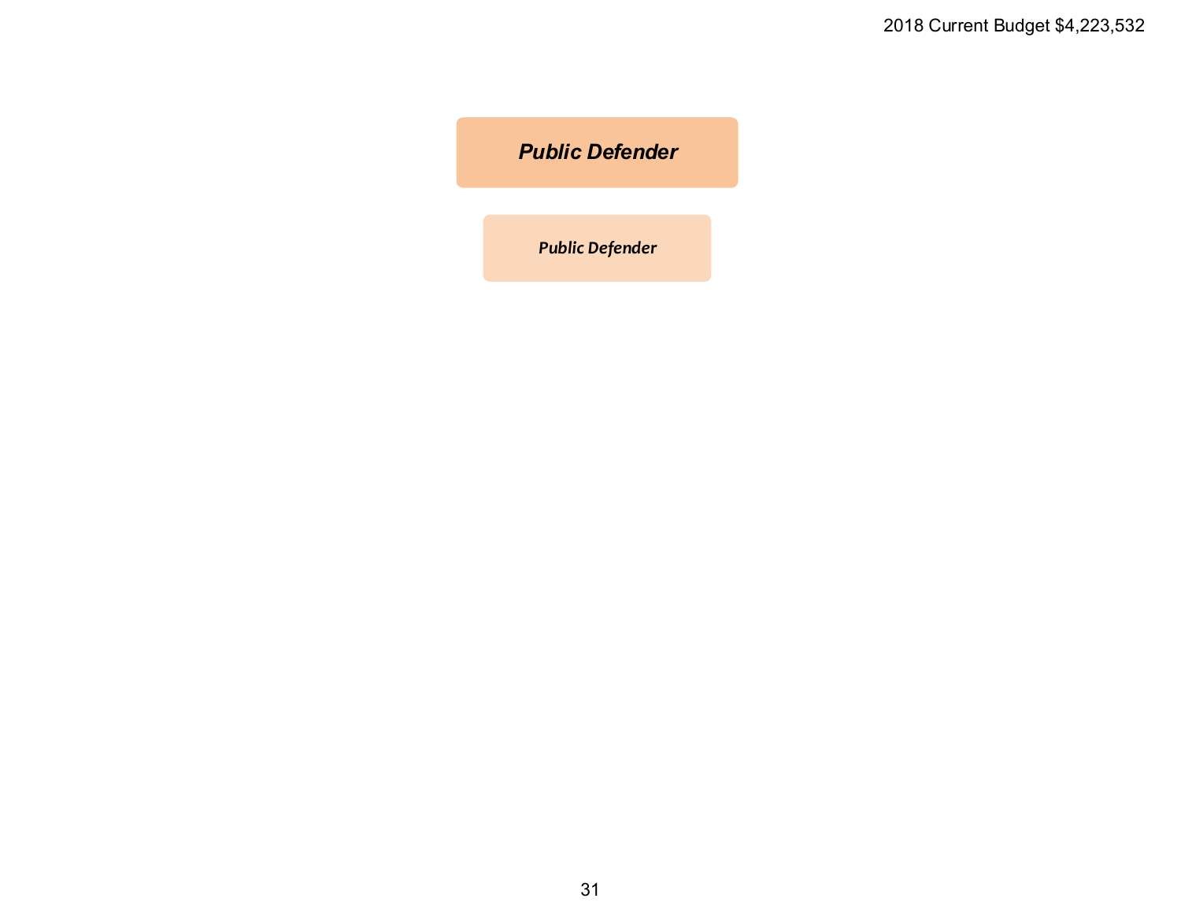2018 Current Budget $4,223,532

# *Public Defender*

***Public Defender***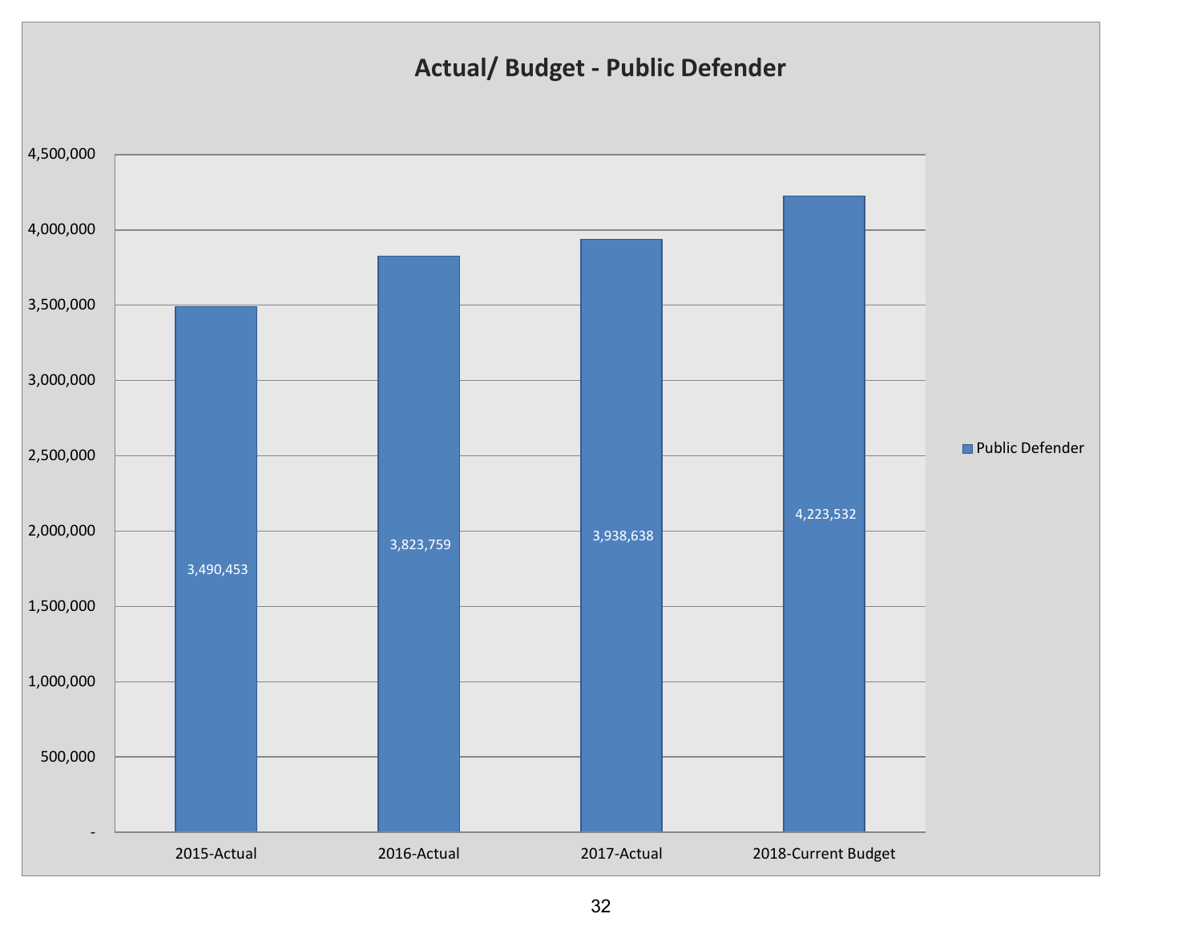# Actual/ Budget - Public Defender

| | Public Defender |
|---|---|
| 2015-Actual | 3,490,453 |
| 2016-Actual | 3,823,759 |
| 2017-Actual | 3,938,638 |
| 2018-Current Budget | 4,223,532 |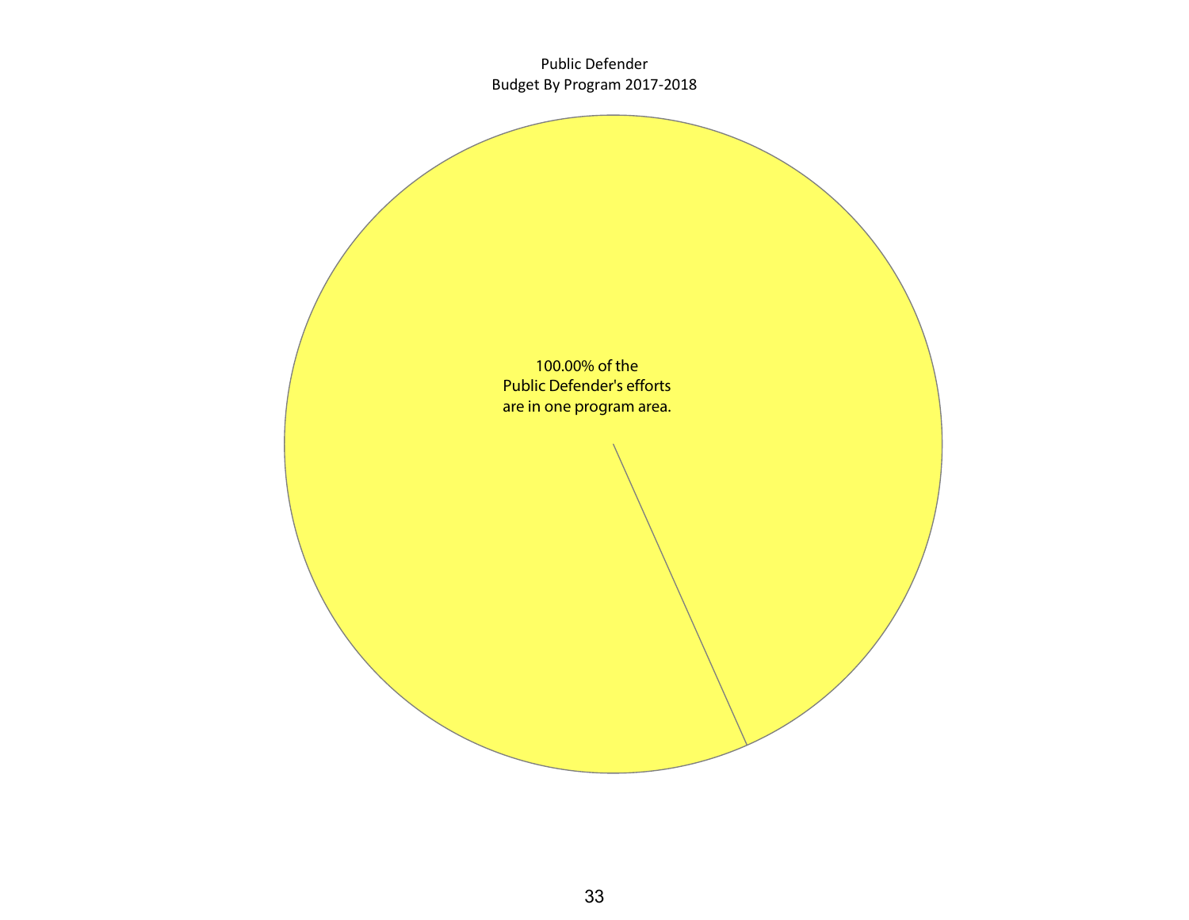Public Defender
Budget By Program 2017-2018

100.00% of the
Public Defender's efforts
are in one program area.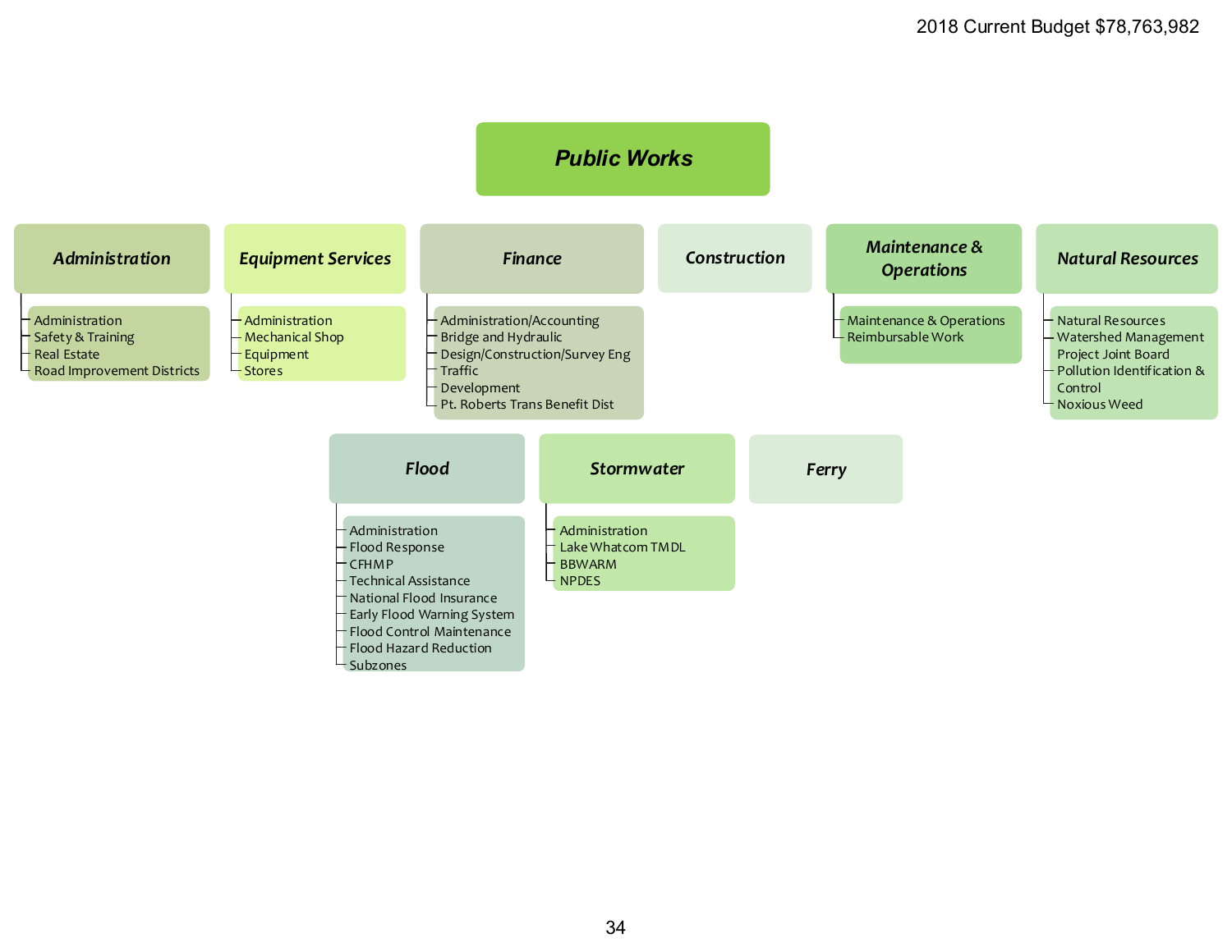2018 Current Budget $78,763,982

# Public Works

## Administration
- Administration
- Safety & Training
- Real Estate
- Road Improvement Districts

## Equipment Services
- Administration
- Mechanical Shop
- Equipment
- Stores

## Finance
- Administration/Accounting
- Bridge and Hydraulic
- Design/Construction/Survey Eng
- Traffic
- Development
- Pt. Roberts Trans Benefit Dist

## Construction

## Maintenance & Operations
- Maintenance & Operations
- Reimbursable Work

## Natural Resources
- Natural Resources
- Watershed Management
- Project Joint Board
- Pollution Identification & Control
- Noxious Weed

## Flood
- Administration
- Flood Response
- CFHMP
- Technical Assistance
- National Flood Insurance
- Early Flood Warning System
- Flood Control Maintenance
- Flood Hazard Reduction
- Subzones

## Stormwater
- Administration
- Lake Whatcom TMDL
- BBWARM
- NPDES

## Ferry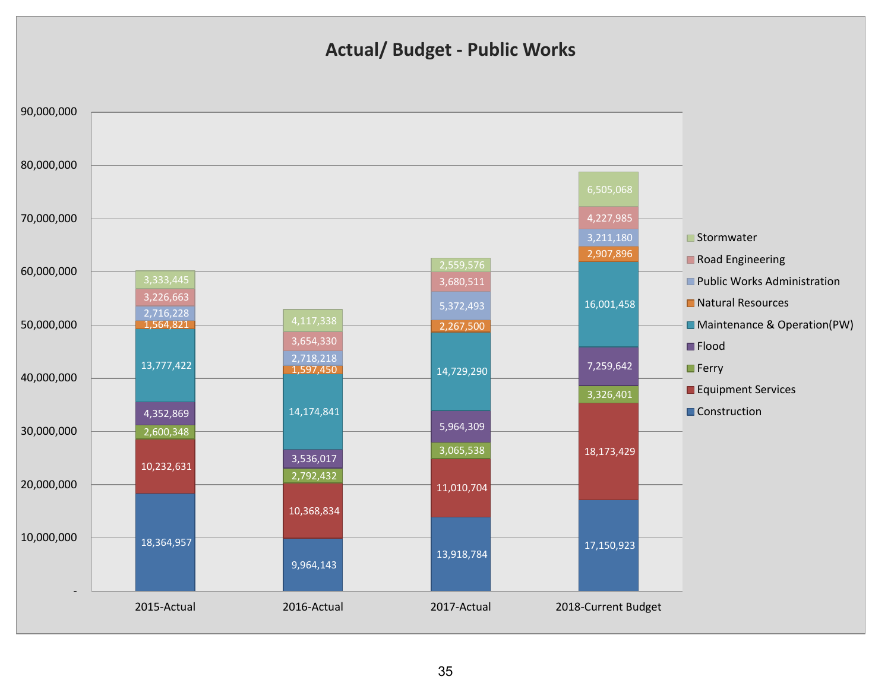# Actual/ Budget - Public Works

| Category | 2015-Actual | 2016-Actual | 2017-Actual | 2018-Current Budget |
|---|---|---|---|---|
| Stormwater | 3,333,445 | 4,117,338 | 2,559,576 | 6,505,068 |
| Road Engineering | 3,226,663 | 3,654,330 | 3,680,511 | 4,227,985 |
| Public Works Administration | 2,716,228 | 2,718,218 | 5,372,493 | 3,211,180 |
| Natural Resources | 1,564,821 | 1,597,450 | 2,267,500 | 2,907,896 |
| Maintenance & Operation(PW) | 13,777,422 | 14,174,841 | 14,729,290 | 16,001,458 |
| Flood | 4,352,869 | 3,536,017 | 5,964,309 | 7,259,642 |
| Ferry | 2,600,348 | 2,792,432 | 3,065,538 | 3,326,401 |
| Equipment Services | 10,232,631 | 10,368,834 | 11,010,704 | 18,173,429 |
| Construction | 18,364,957 | 9,964,143 | 13,918,784 | 17,150,923 |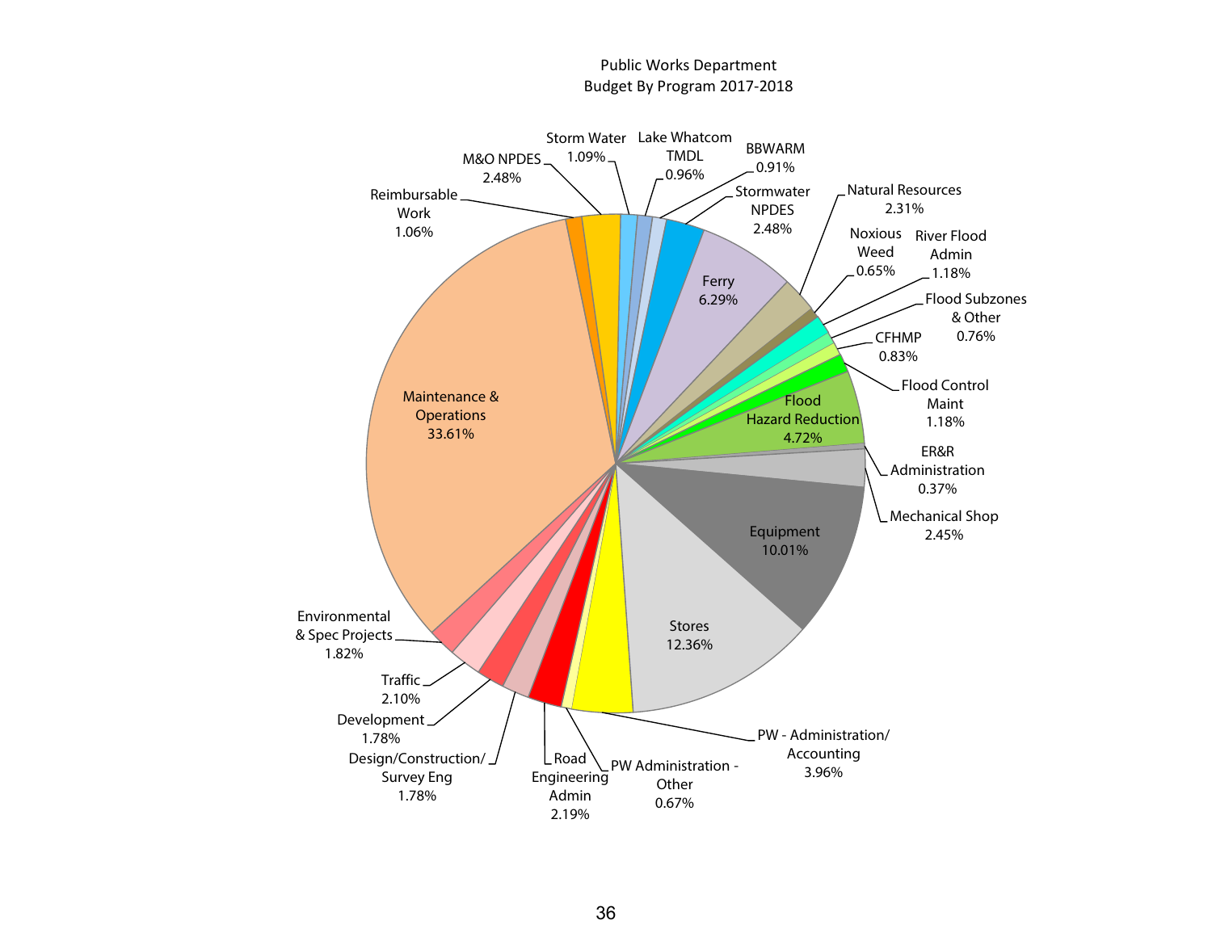Public Works Department
Budget By Program 2017-2018

| Program | Percent |
| --- | --- |
| Maintenance & Operations | 33.61% |
| Reimbursable Work | 1.06% |
| M&O NPDES | 2.48% |
| Storm Water | 1.09% |
| Lake Whatcom TMDL | 0.96% |
| BBWARM | 0.91% |
| Stormwater NPDES | 2.48% |
| Ferry | 6.29% |
| Natural Resources | 2.31% |
| Noxious Weed | 0.65% |
| River Flood Admin | 1.18% |
| Flood Subzones & Other | 0.76% |
| CFHMP | 0.83% |
| Flood Control Maint | 1.18% |
| Flood Hazard Reduction | 4.72% |
| ER&R Administration | 0.37% |
| Mechanical Shop | 2.45% |
| Equipment | 10.01% |
| Stores | 12.36% |
| PW - Administration/ Accounting | 3.96% |
| PW Administration - Other | 0.67% |
| Road Engineering Admin | 2.19% |
| Design/Construction/ Survey Eng | 1.78% |
| Development | 1.78% |
| Traffic | 2.10% |
| Environmental & Spec Projects | 1.82% |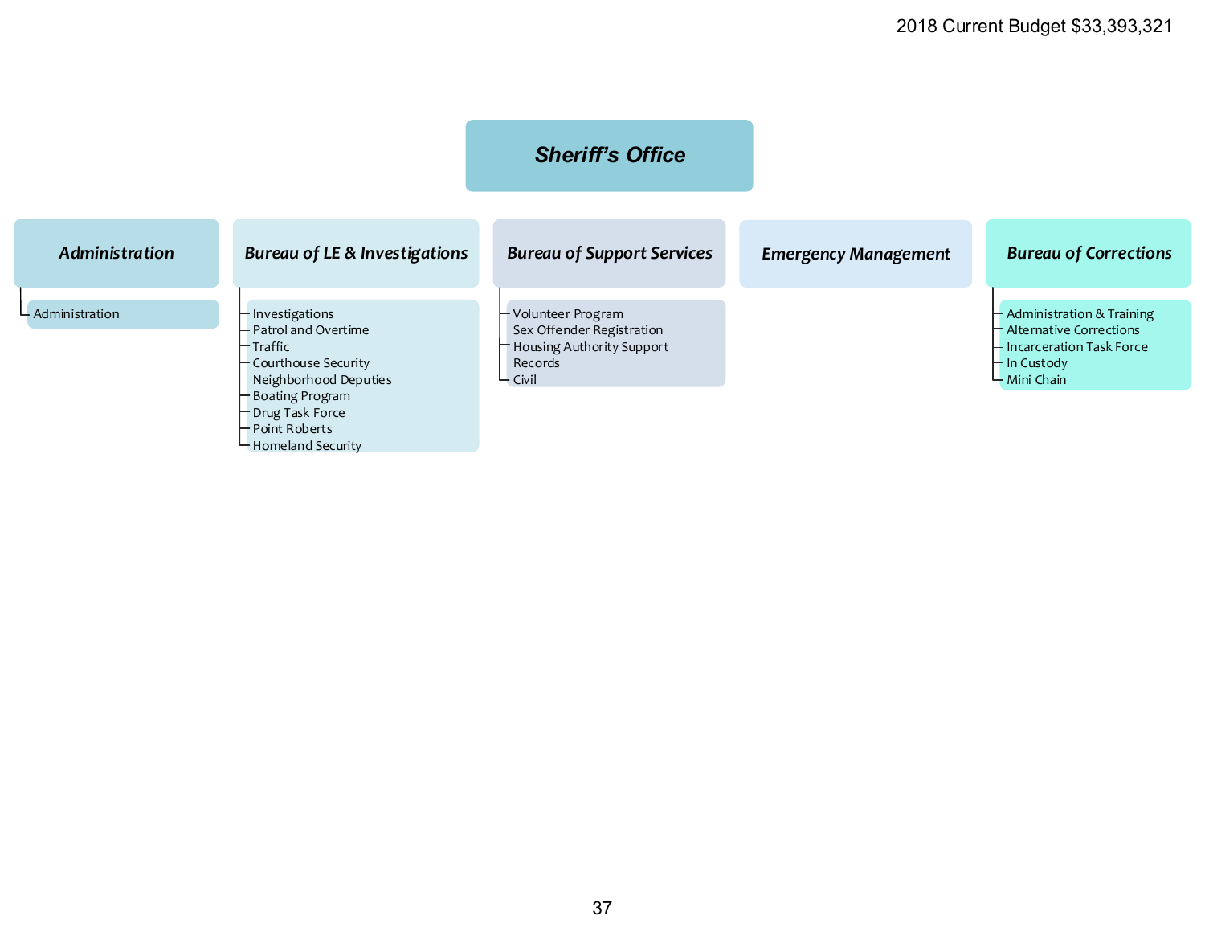2018 Current Budget $33,393,321

# *Sheriff's Office*

## *Administration*

- Administration

## *Bureau of LE & Investigations*

- Investigations
- Patrol and Overtime
- Traffic
- Courthouse Security
- Neighborhood Deputies
- Boating Program
- Drug Task Force
- Point Roberts
- Homeland Security

## *Bureau of Support Services*

- Volunteer Program
- Sex Offender Registration
- Housing Authority Support
- Records
- Civil

## *Emergency Management*

## *Bureau of Corrections*

- Administration & Training
- Alternative Corrections
- Incarceration Task Force
- In Custody
- Mini Chain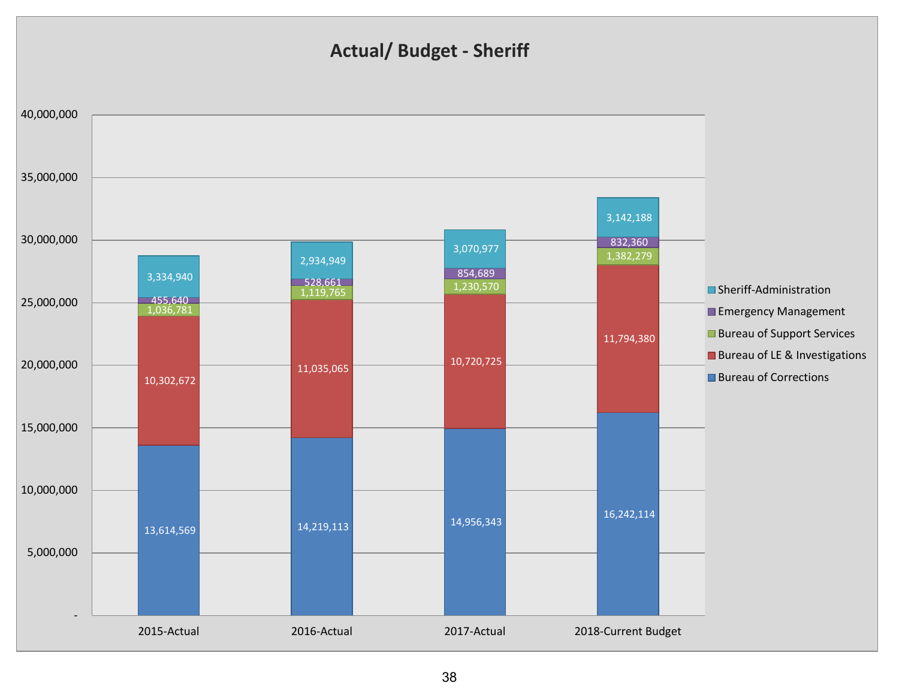## Actual/ Budget - Sheriff

| | 2015-Actual | 2016-Actual | 2017-Actual | 2018-Current Budget |
|---|---|---|---|---|
| Sheriff-Administration | 3,334,940 | 2,934,949 | 3,070,977 | 3,142,188 |
| Emergency Management | 455,640 | 528,661 | 854,689 | 832,360 |
| Bureau of Support Services | 1,036,781 | 1,119,765 | 1,230,570 | 1,382,279 |
| Bureau of LE & Investigations | 10,302,672 | 11,035,065 | 10,720,725 | 11,794,380 |
| Bureau of Corrections | 13,614,569 | 14,219,113 | 14,956,343 | 16,242,114 |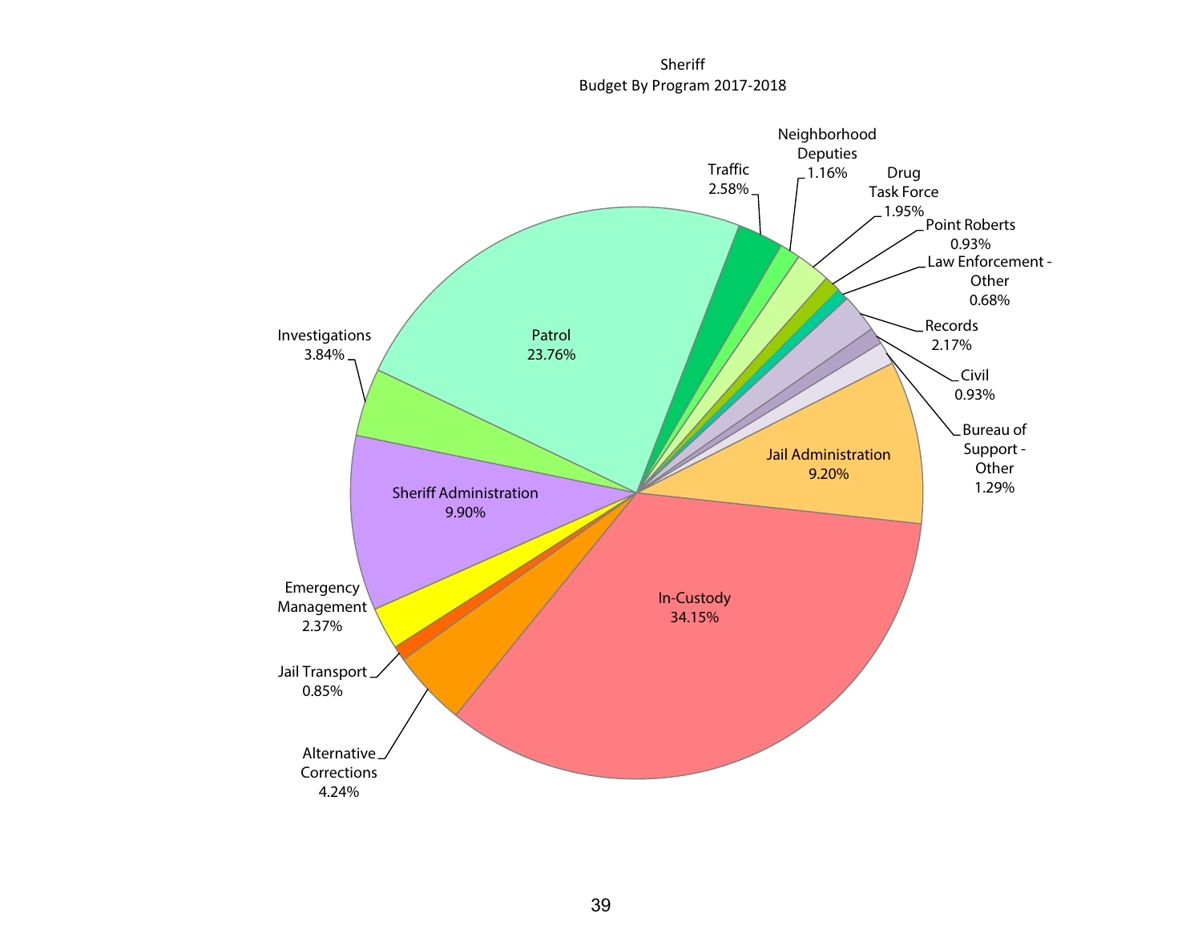Sheriff
Budget By Program 2017-2018

| Program | Percentage |
| --- | --- |
| Patrol | 23.76% |
| Traffic | 2.58% |
| Neighborhood Deputies | 1.16% |
| Drug Task Force | 1.95% |
| Point Roberts | 0.93% |
| Law Enforcement - Other | 0.68% |
| Records | 2.17% |
| Civil | 0.93% |
| Bureau of Support - Other | 1.29% |
| Jail Administration | 9.20% |
| In-Custody | 34.15% |
| Alternative Corrections | 4.24% |
| Jail Transport | 0.85% |
| Emergency Management | 2.37% |
| Sheriff Administration | 9.90% |
| Investigations | 3.84% |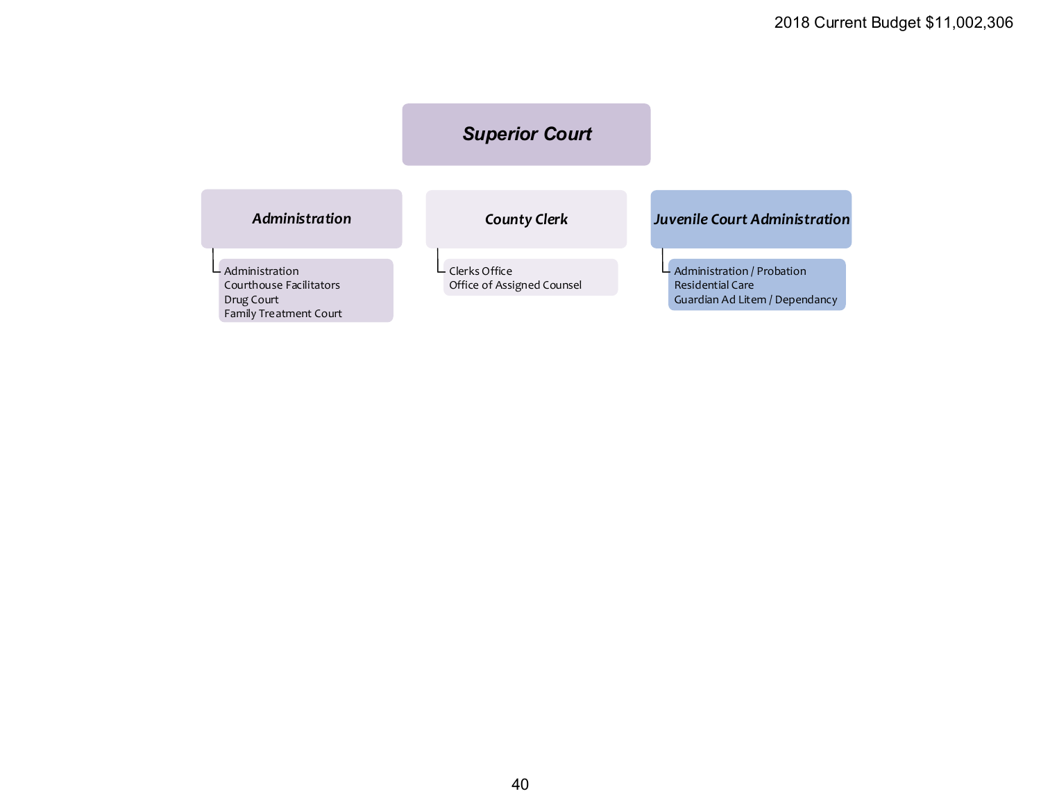2018 Current Budget $11,002,306

# Superior Court

## Administration

- Administration
- Courthouse Facilitators
- Drug Court
- Family Treatment Court

## County Clerk

- Clerks Office
- Office of Assigned Counsel

## Juvenile Court Administration

- Administration / Probation
- Residential Care
- Guardian Ad Litem / Dependancy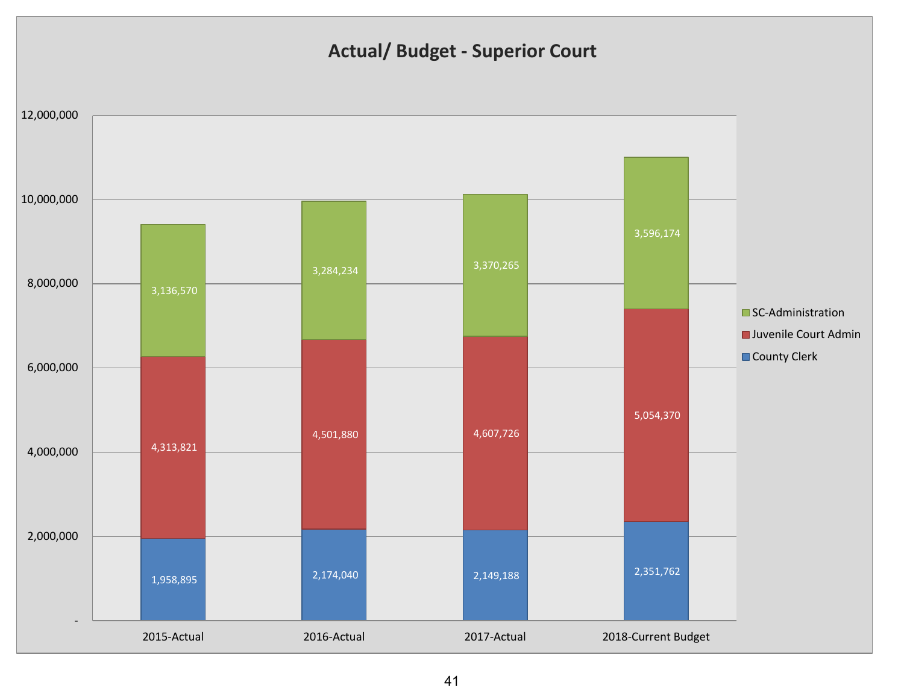# Actual/ Budget - Superior Court

| | 2015-Actual | 2016-Actual | 2017-Actual | 2018-Current Budget |
|---|---|---|---|---|
| SC-Administration | 3,136,570 | 3,284,234 | 3,370,265 | 3,596,174 |
| Juvenile Court Admin | 4,313,821 | 4,501,880 | 4,607,726 | 5,054,370 |
| County Clerk | 1,958,895 | 2,174,040 | 2,149,188 | 2,351,762 |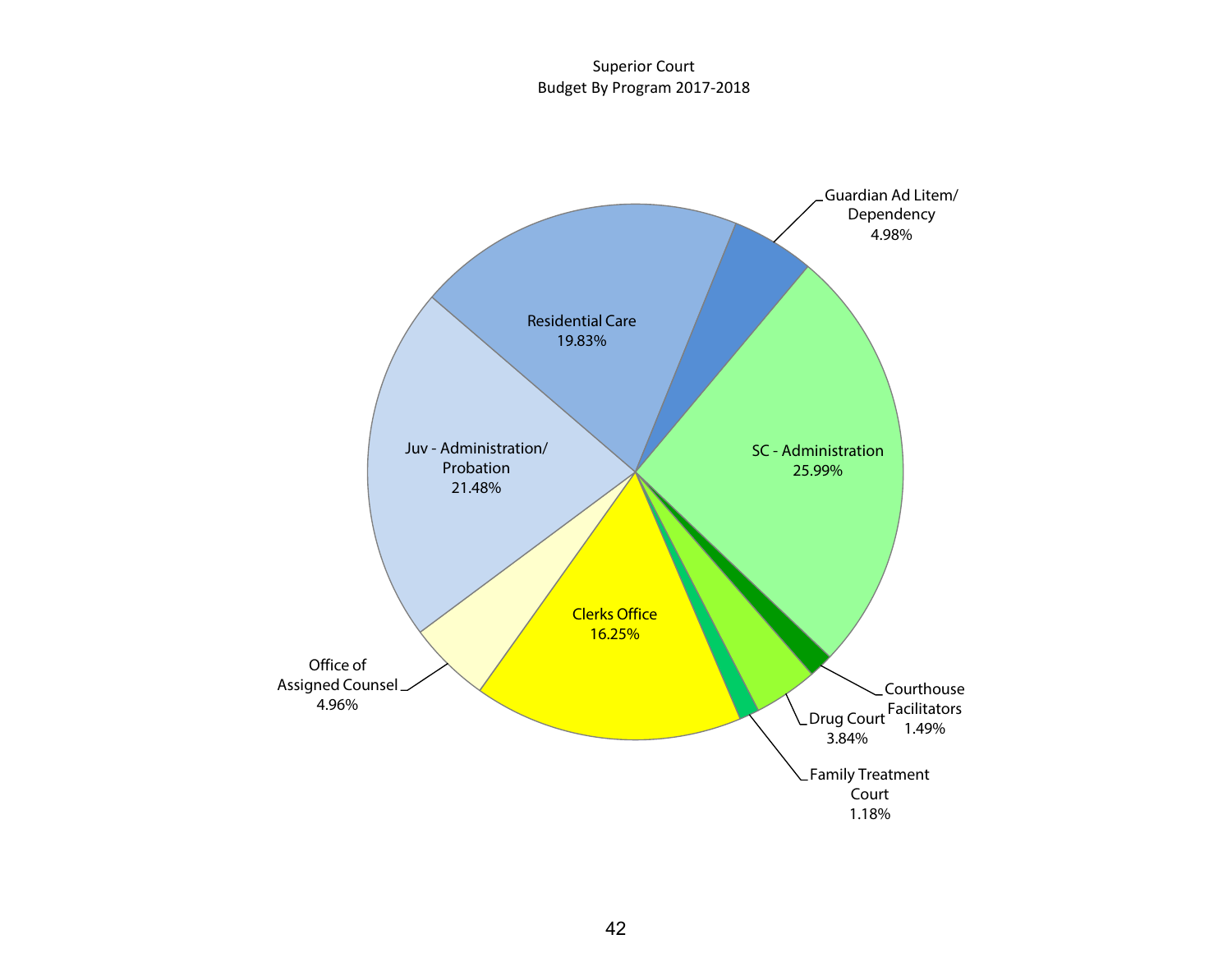Superior Court
Budget By Program 2017-2018

| Program | Percentage |
| --- | --- |
| SC - Administration | 25.99% |
| Juv - Administration/ Probation | 21.48% |
| Residential Care | 19.83% |
| Clerks Office | 16.25% |
| Guardian Ad Litem/ Dependency | 4.98% |
| Office of Assigned Counsel | 4.96% |
| Drug Court | 3.84% |
| Courthouse Facilitators | 1.49% |
| Family Treatment Court | 1.18% |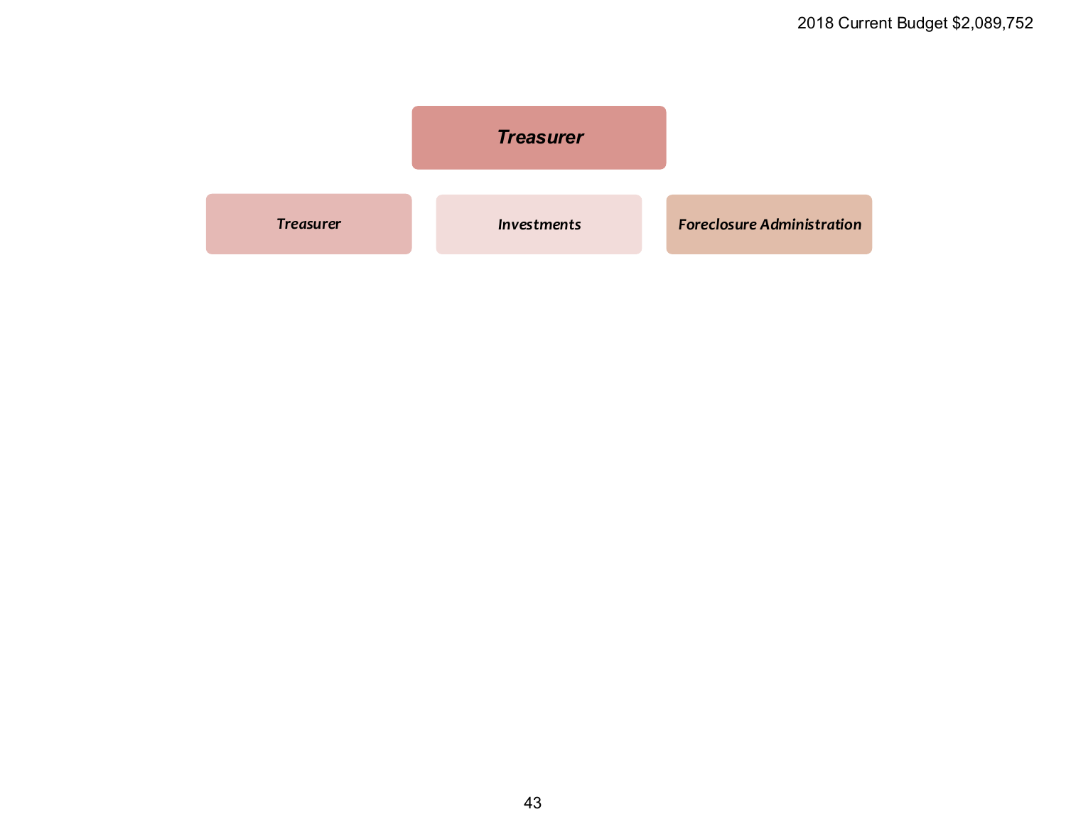2018 Current Budget $2,089,752

# *Treasurer*

- ***Treasurer***
- ***Investments***
- ***Foreclosure Administration***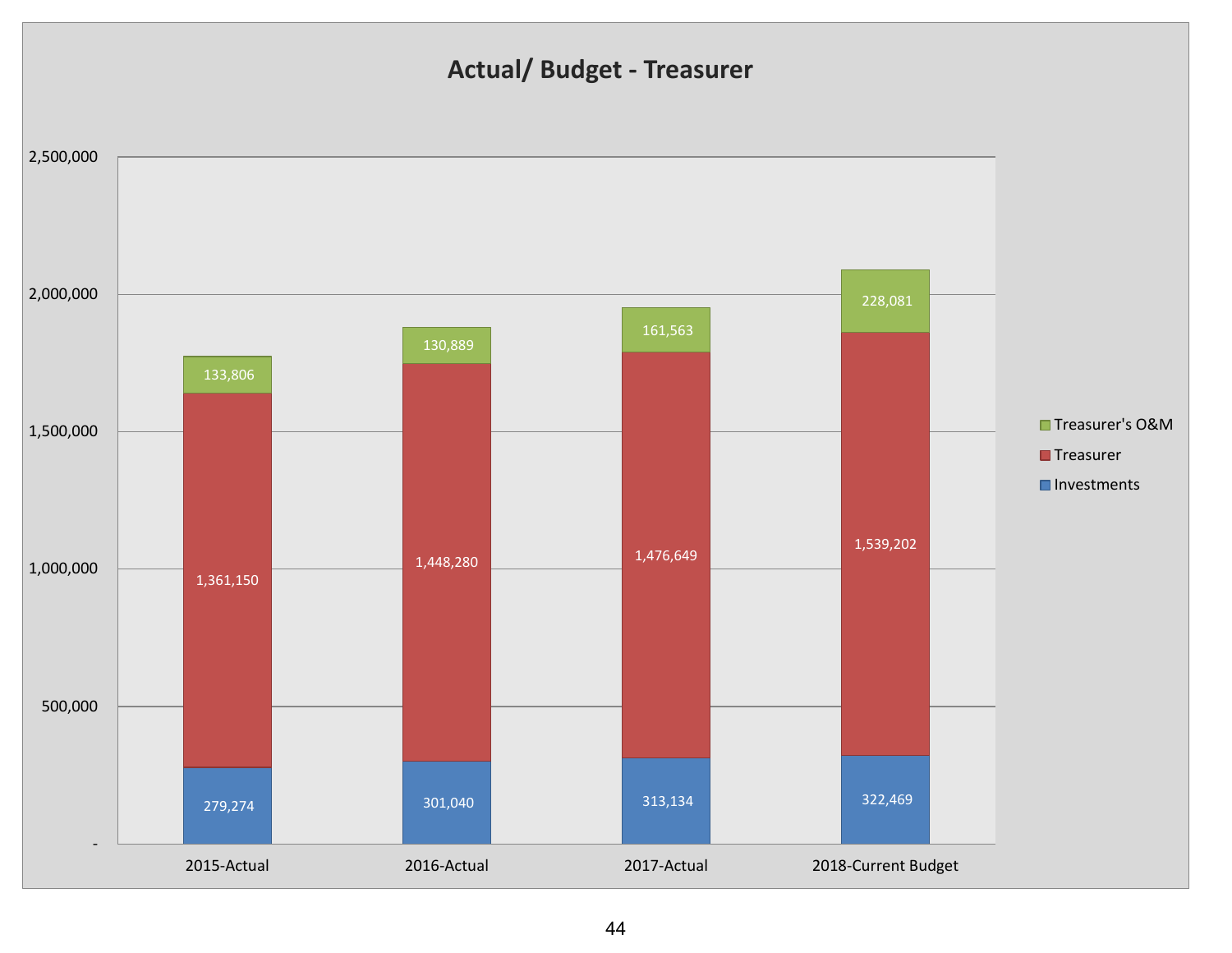# Actual/ Budget - Treasurer

| | 2015-Actual | 2016-Actual | 2017-Actual | 2018-Current Budget |
|---|---|---|---|---|
| Treasurer's O&M | 133,806 | 130,889 | 161,563 | 228,081 |
| Treasurer | 1,361,150 | 1,448,280 | 1,476,649 | 1,539,202 |
| Investments | 279,274 | 301,040 | 313,134 | 322,469 |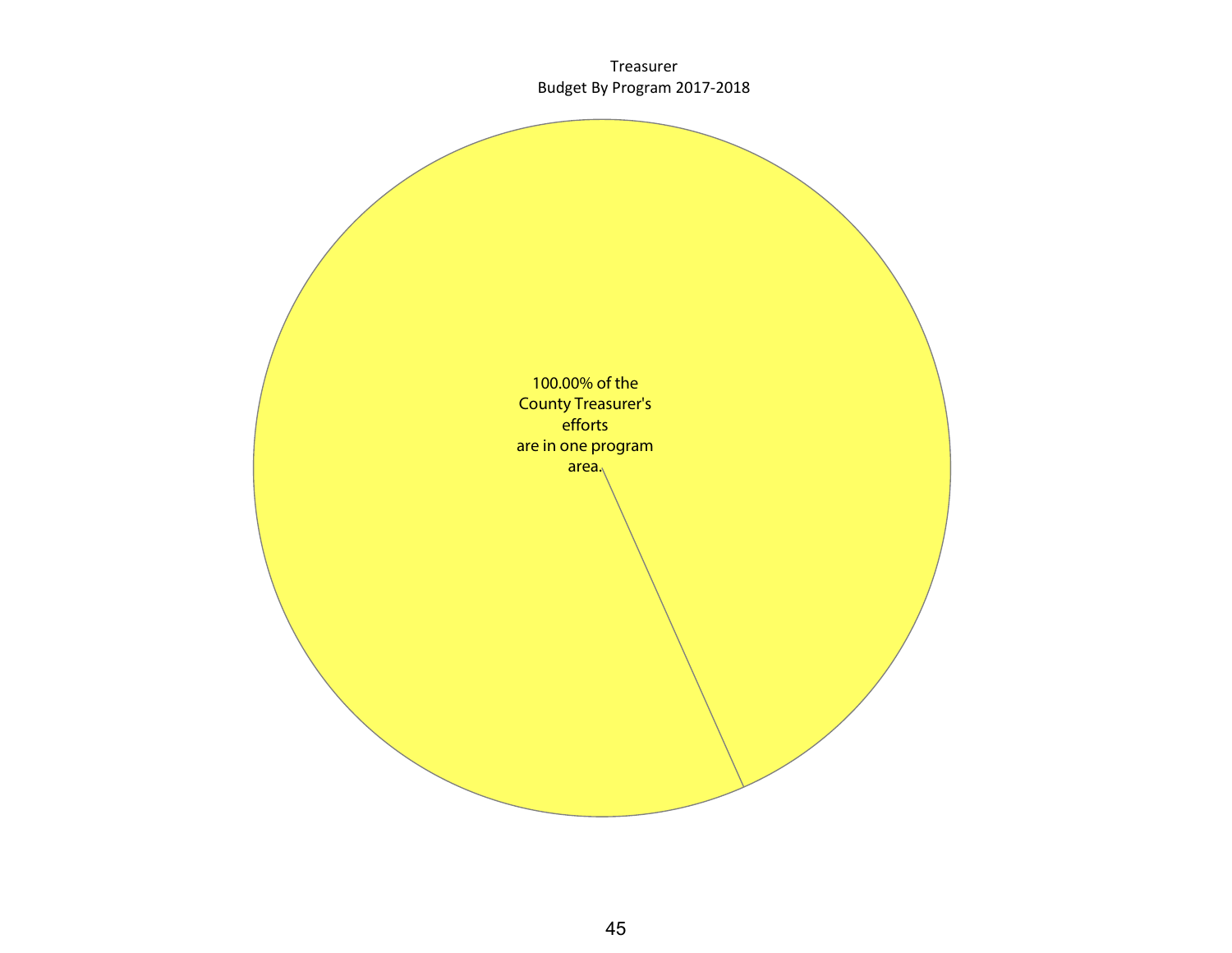Treasurer
Budget By Program 2017-2018

100.00% of the
County Treasurer's
efforts
are in one program
area.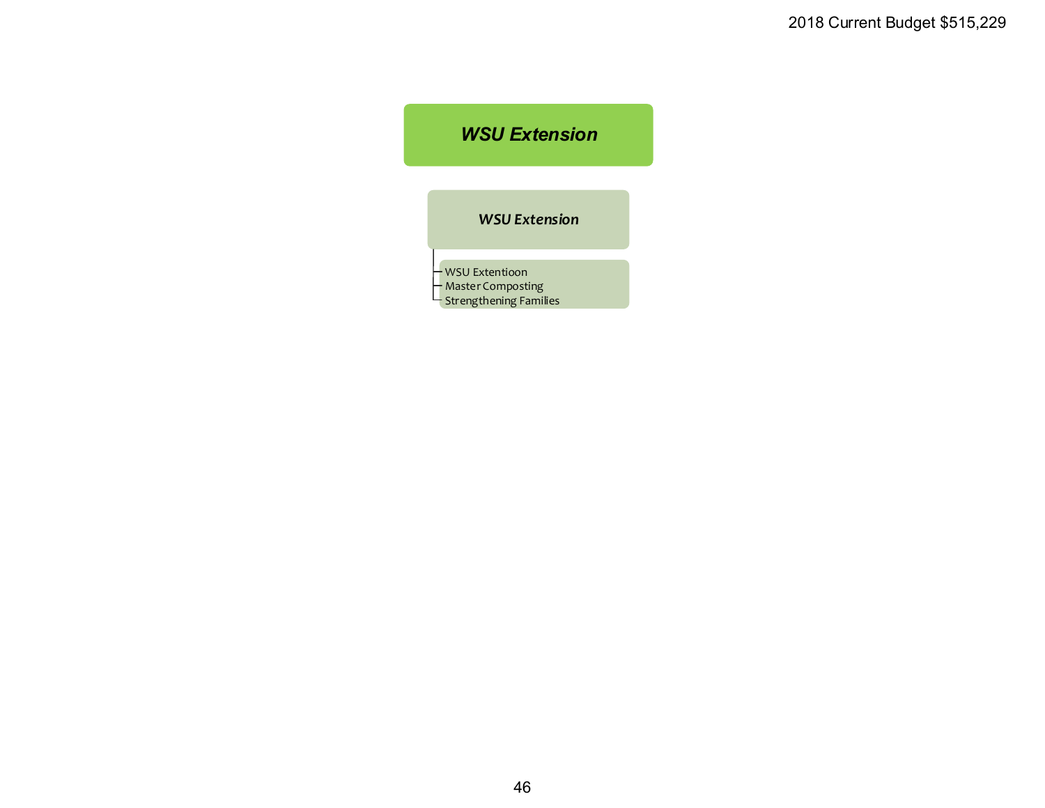2018 Current Budget $515,229

# ***WSU Extension***

## ***WSU Extension***

- WSU Extentioon
- Master Composting
- Strengthening Families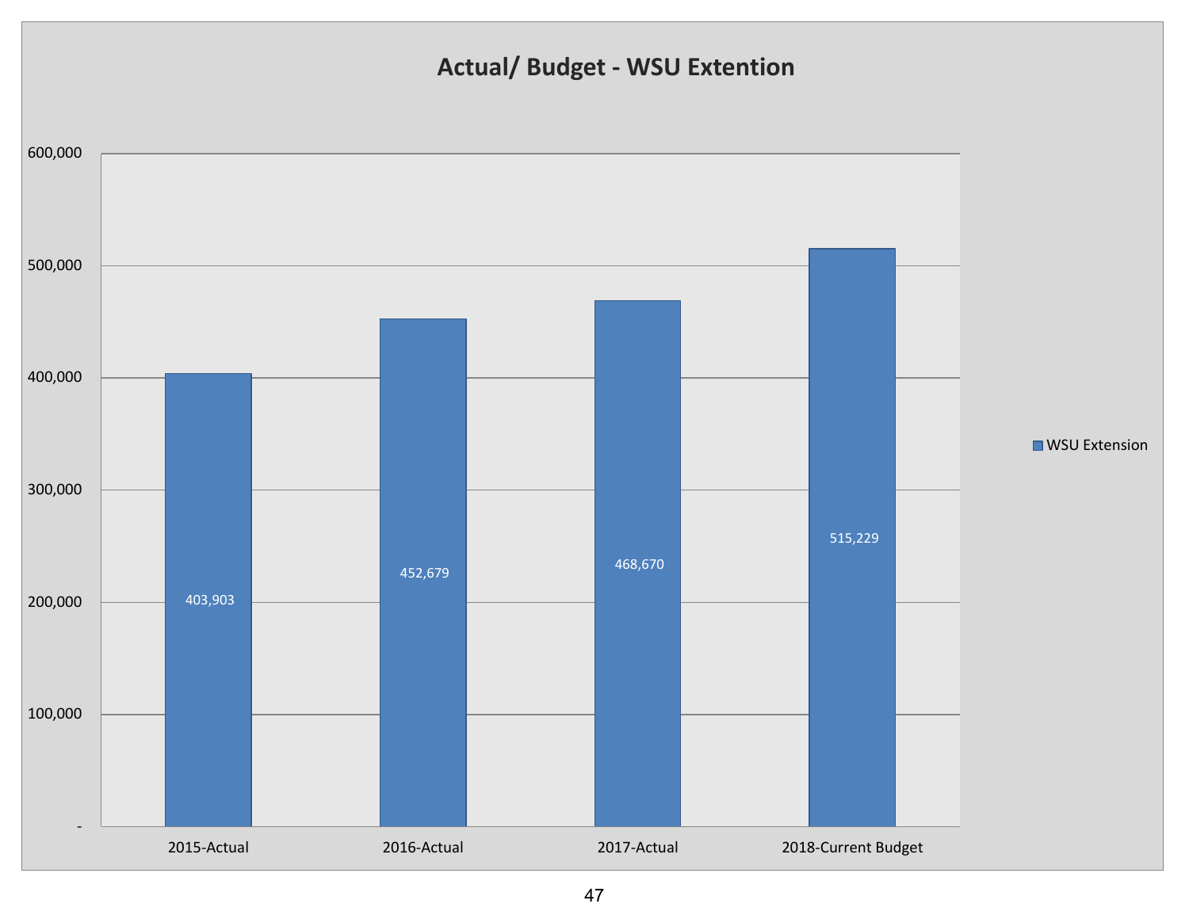## Actual/ Budget - WSU Extention

| | WSU Extension |
|---|---|
| 2015-Actual | 403,903 |
| 2016-Actual | 452,679 |
| 2017-Actual | 468,670 |
| 2018-Current Budget | 515,229 |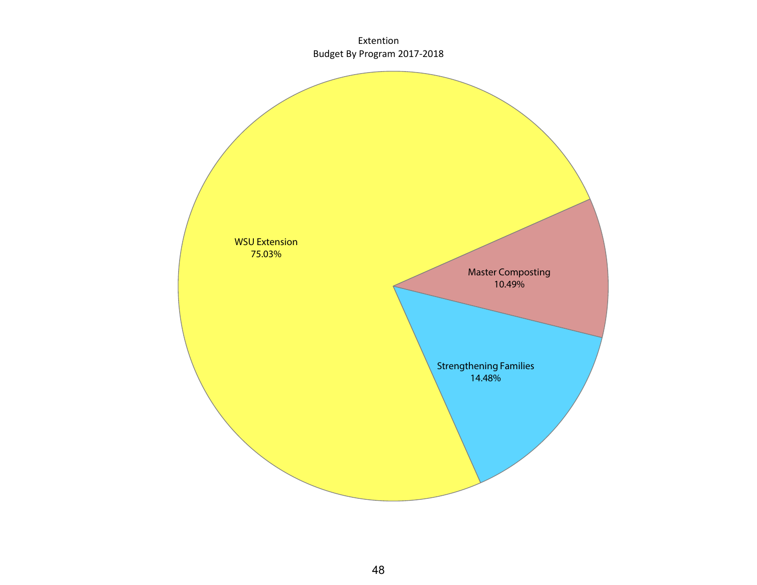Extention
Budget By Program 2017-2018

WSU Extension
75.03%

Master Composting
10.49%

Strengthening Families
14.48%